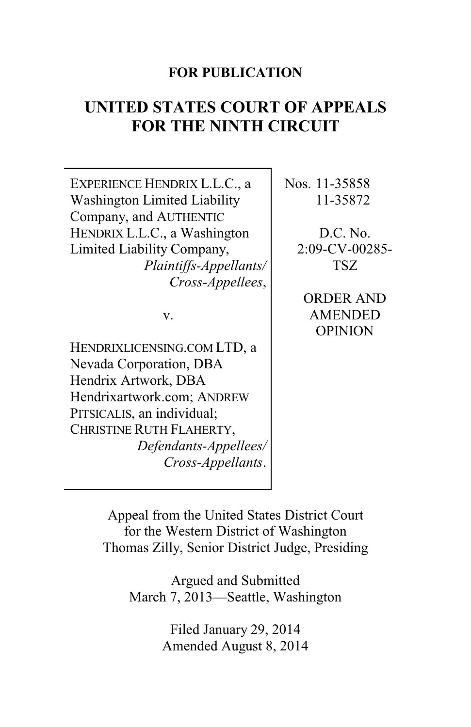**FOR PUBLICATION**

# UNITED STATES COURT OF APPEALS FOR THE NINTH CIRCUIT

EXPERIENCE HENDRIX L.L.C., a Washington Limited Liability Company, and AUTHENTIC HENDRIX L.L.C., a Washington Limited Liability Company,
*Plaintiffs-Appellants/ Cross-Appellees*,

v.

HENDRIXLICENSING.COM LTD, a Nevada Corporation, DBA Hendrix Artwork, DBA Hendrixartwork.com; ANDREW PITSICALIS, an individual; CHRISTINE RUTH FLAHERTY,
*Defendants-Appellees/ Cross-Appellants*.

Nos. 11-35858
11-35872

D.C. No.
2:09-CV-00285-TSZ

ORDER AND AMENDED OPINION

Appeal from the United States District Court for the Western District of Washington
Thomas Zilly, Senior District Judge, Presiding

Argued and Submitted
March 7, 2013—Seattle, Washington

Filed January 29, 2014
Amended August 8, 2014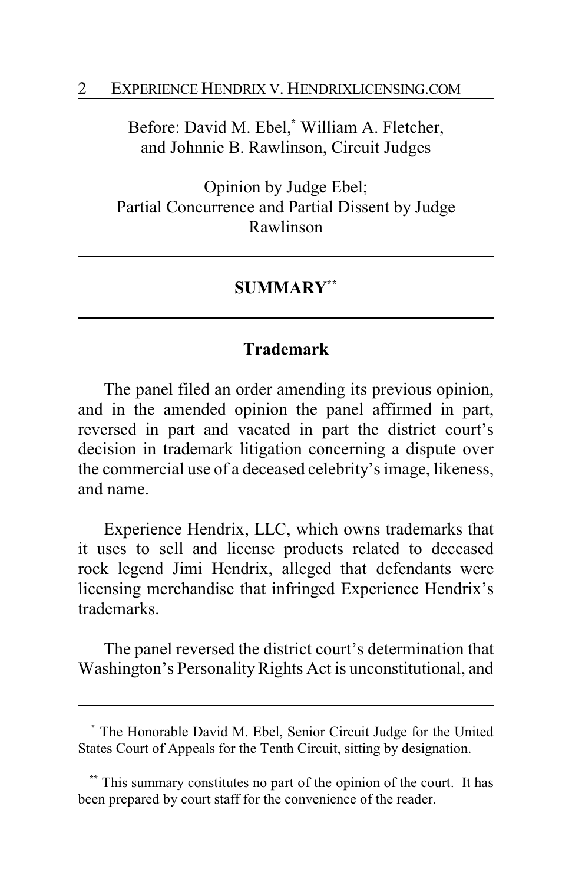Before: David M. Ebel,[*] William A. Fletcher, and Johnnie B. Rawlinson, Circuit Judges

Opinion by Judge Ebel;
Partial Concurrence and Partial Dissent by Judge Rawlinson

---

## SUMMARY[**]

---

### Trademark

The panel filed an order amending its previous opinion, and in the amended opinion the panel affirmed in part, reversed in part and vacated in part the district court's decision in trademark litigation concerning a dispute over the commercial use of a deceased celebrity's image, likeness, and name.

Experience Hendrix, LLC, which owns trademarks that it uses to sell and license products related to deceased rock legend Jimi Hendrix, alleged that defendants were licensing merchandise that infringed Experience Hendrix's trademarks.

The panel reversed the district court's determination that Washington's Personality Rights Act is unconstitutional, and

---

[*] The Honorable David M. Ebel, Senior Circuit Judge for the United States Court of Appeals for the Tenth Circuit, sitting by designation.

[**] This summary constitutes no part of the opinion of the court. It has been prepared by court staff for the convenience of the reader.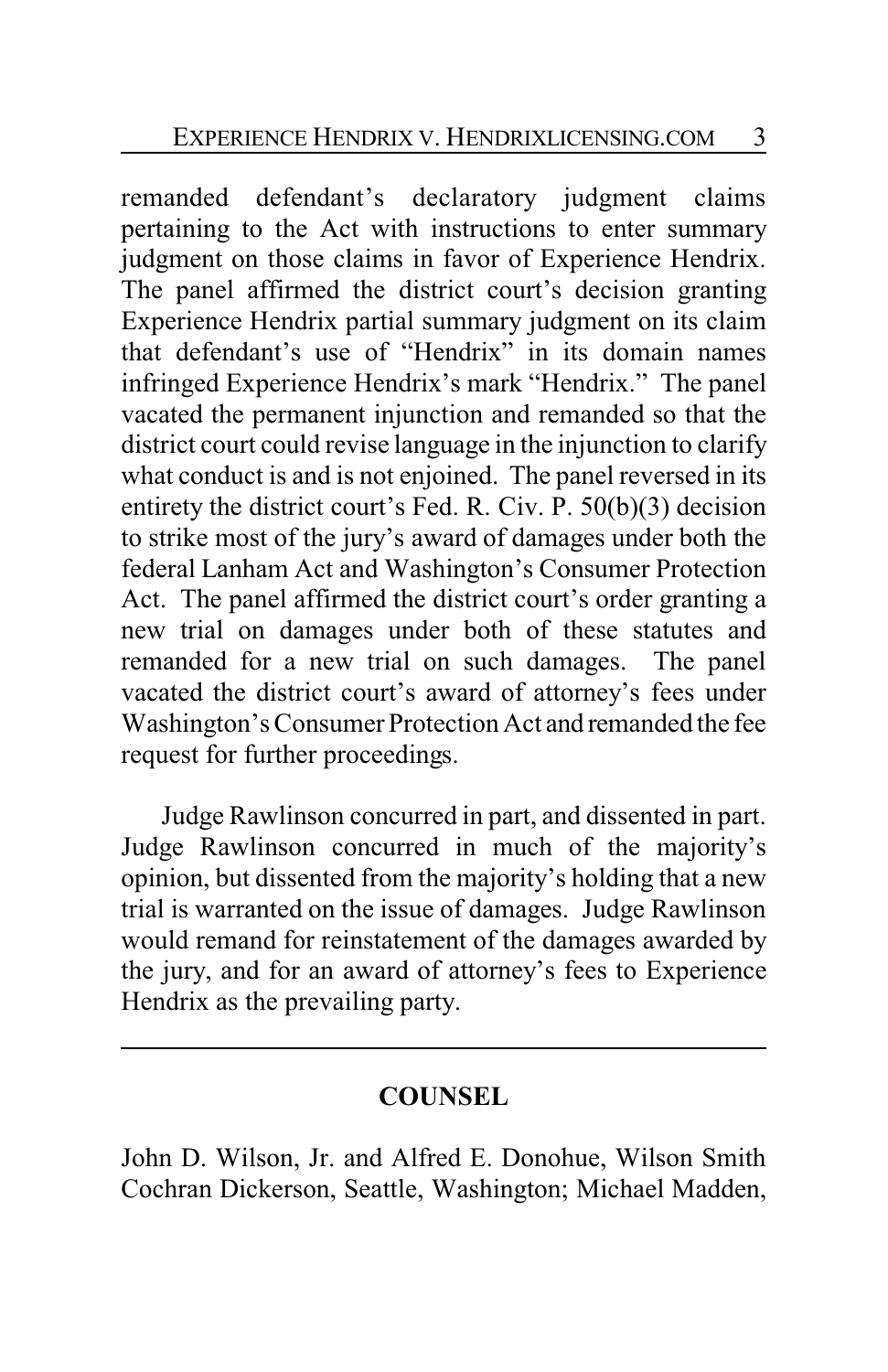remanded defendant's declaratory judgment claims pertaining to the Act with instructions to enter summary judgment on those claims in favor of Experience Hendrix. The panel affirmed the district court's decision granting Experience Hendrix partial summary judgment on its claim that defendant's use of "Hendrix" in its domain names infringed Experience Hendrix's mark "Hendrix." The panel vacated the permanent injunction and remanded so that the district court could revise language in the injunction to clarify what conduct is and is not enjoined. The panel reversed in its entirety the district court's Fed. R. Civ. P. 50(b)(3) decision to strike most of the jury's award of damages under both the federal Lanham Act and Washington's Consumer Protection Act. The panel affirmed the district court's order granting a new trial on damages under both of these statutes and remanded for a new trial on such damages. The panel vacated the district court's award of attorney's fees under Washington's Consumer Protection Act and remanded the fee request for further proceedings.

Judge Rawlinson concurred in part, and dissented in part. Judge Rawlinson concurred in much of the majority's opinion, but dissented from the majority's holding that a new trial is warranted on the issue of damages. Judge Rawlinson would remand for reinstatement of the damages awarded by the jury, and for an award of attorney's fees to Experience Hendrix as the prevailing party.

---

## COUNSEL

John D. Wilson, Jr. and Alfred E. Donohue, Wilson Smith Cochran Dickerson, Seattle, Washington; Michael Madden,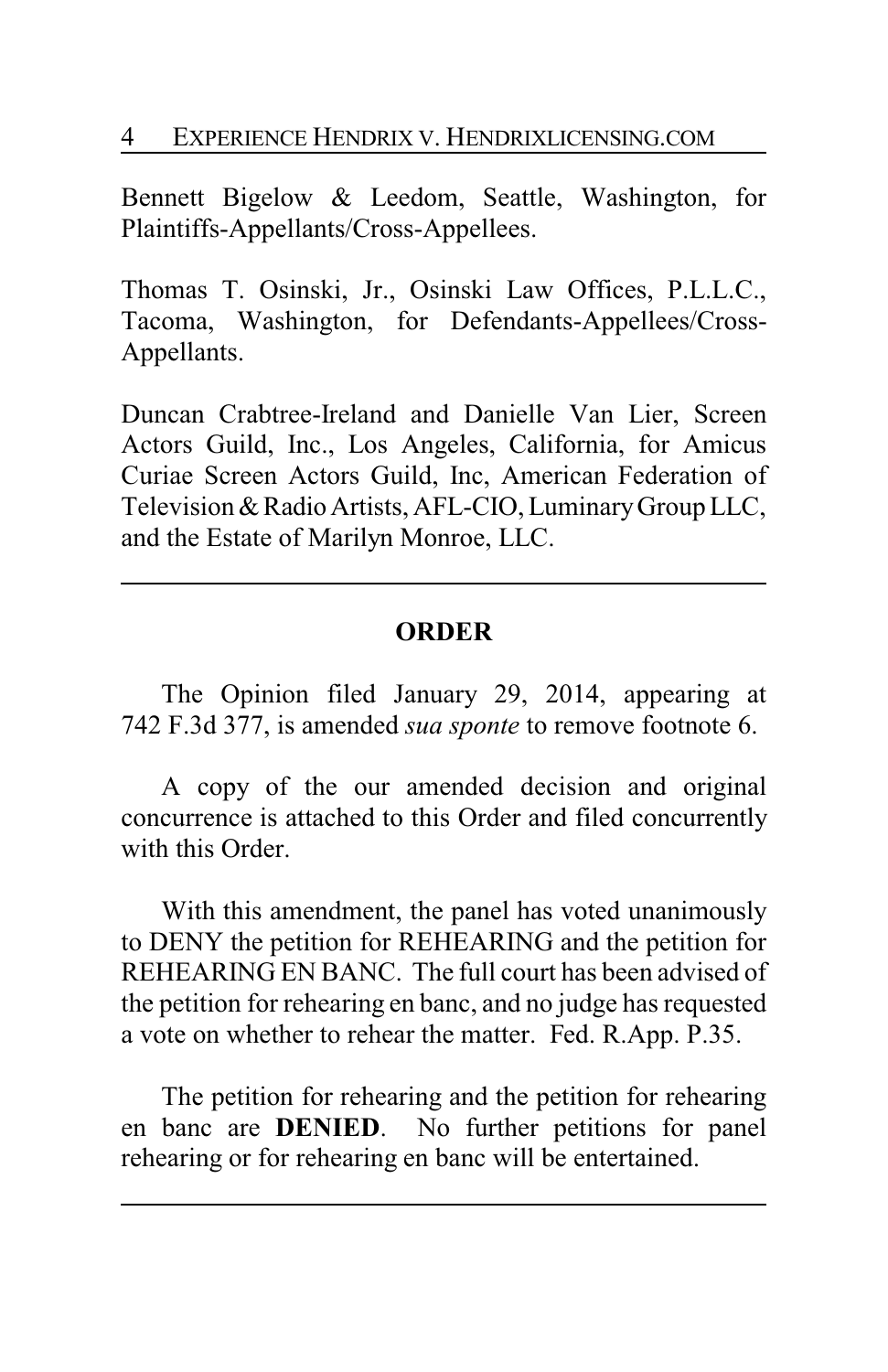Bennett Bigelow & Leedom, Seattle, Washington, for Plaintiffs-Appellants/Cross-Appellees.

Thomas T. Osinski, Jr., Osinski Law Offices, P.L.L.C., Tacoma, Washington, for Defendants-Appellees/Cross-Appellants.

Duncan Crabtree-Ireland and Danielle Van Lier, Screen Actors Guild, Inc., Los Angeles, California, for Amicus Curiae Screen Actors Guild, Inc, American Federation of Television & Radio Artists, AFL-CIO, Luminary Group LLC, and the Estate of Marilyn Monroe, LLC.

---

## ORDER

The Opinion filed January 29, 2014, appearing at 742 F.3d 377, is amended *sua sponte* to remove footnote 6.

A copy of the our amended decision and original concurrence is attached to this Order and filed concurrently with this Order.

With this amendment, the panel has voted unanimously to DENY the petition for REHEARING and the petition for REHEARING EN BANC. The full court has been advised of the petition for rehearing en banc, and no judge has requested a vote on whether to rehear the matter. Fed. R.App. P.35.

The petition for rehearing and the petition for rehearing en banc are **DENIED**. No further petitions for panel rehearing or for rehearing en banc will be entertained.

---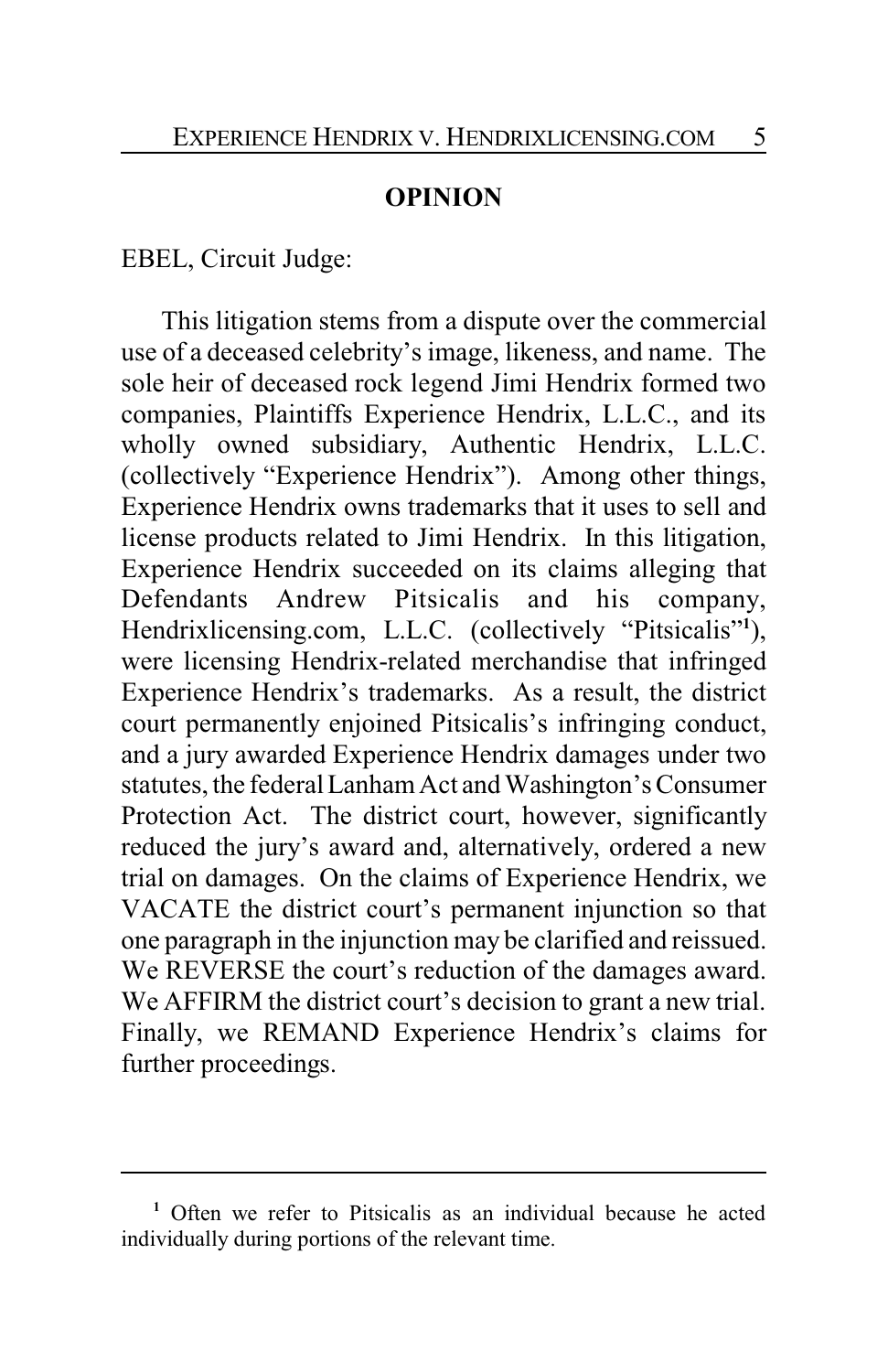## OPINION

EBEL, Circuit Judge:

This litigation stems from a dispute over the commercial use of a deceased celebrity's image, likeness, and name. The sole heir of deceased rock legend Jimi Hendrix formed two companies, Plaintiffs Experience Hendrix, L.L.C., and its wholly owned subsidiary, Authentic Hendrix, L.L.C. (collectively "Experience Hendrix"). Among other things, Experience Hendrix owns trademarks that it uses to sell and license products related to Jimi Hendrix. In this litigation, Experience Hendrix succeeded on its claims alleging that Defendants Andrew Pitsicalis and his company, Hendrixlicensing.com, L.L.C. (collectively "Pitsicalis"[1]), were licensing Hendrix-related merchandise that infringed Experience Hendrix's trademarks. As a result, the district court permanently enjoined Pitsicalis's infringing conduct, and a jury awarded Experience Hendrix damages under two statutes, the federal Lanham Act and Washington's Consumer Protection Act. The district court, however, significantly reduced the jury's award and, alternatively, ordered a new trial on damages. On the claims of Experience Hendrix, we VACATE the district court's permanent injunction so that one paragraph in the injunction may be clarified and reissued. We REVERSE the court's reduction of the damages award. We AFFIRM the district court's decision to grant a new trial. Finally, we REMAND Experience Hendrix's claims for further proceedings.

---

[1] Often we refer to Pitsicalis as an individual because he acted individually during portions of the relevant time.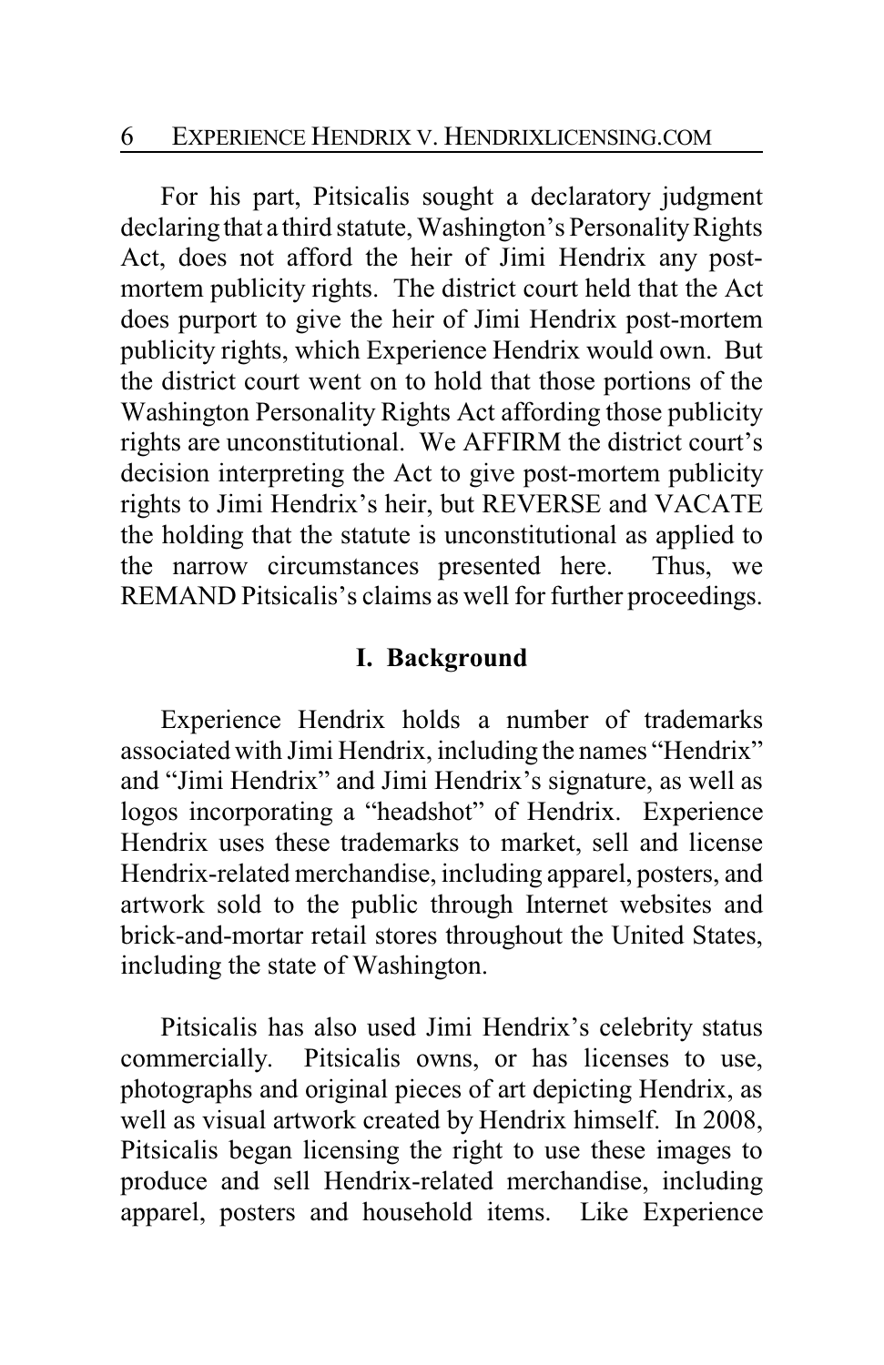For his part, Pitsicalis sought a declaratory judgment declaring that a third statute, Washington's Personality Rights Act, does not afford the heir of Jimi Hendrix any post-mortem publicity rights. The district court held that the Act does purport to give the heir of Jimi Hendrix post-mortem publicity rights, which Experience Hendrix would own. But the district court went on to hold that those portions of the Washington Personality Rights Act affording those publicity rights are unconstitutional. We AFFIRM the district court's decision interpreting the Act to give post-mortem publicity rights to Jimi Hendrix's heir, but REVERSE and VACATE the holding that the statute is unconstitutional as applied to the narrow circumstances presented here. Thus, we REMAND Pitsicalis's claims as well for further proceedings.

## I. Background

Experience Hendrix holds a number of trademarks associated with Jimi Hendrix, including the names "Hendrix" and "Jimi Hendrix" and Jimi Hendrix's signature, as well as logos incorporating a "headshot" of Hendrix. Experience Hendrix uses these trademarks to market, sell and license Hendrix-related merchandise, including apparel, posters, and artwork sold to the public through Internet websites and brick-and-mortar retail stores throughout the United States, including the state of Washington.

Pitsicalis has also used Jimi Hendrix's celebrity status commercially. Pitsicalis owns, or has licenses to use, photographs and original pieces of art depicting Hendrix, as well as visual artwork created by Hendrix himself. In 2008, Pitsicalis began licensing the right to use these images to produce and sell Hendrix-related merchandise, including apparel, posters and household items. Like Experience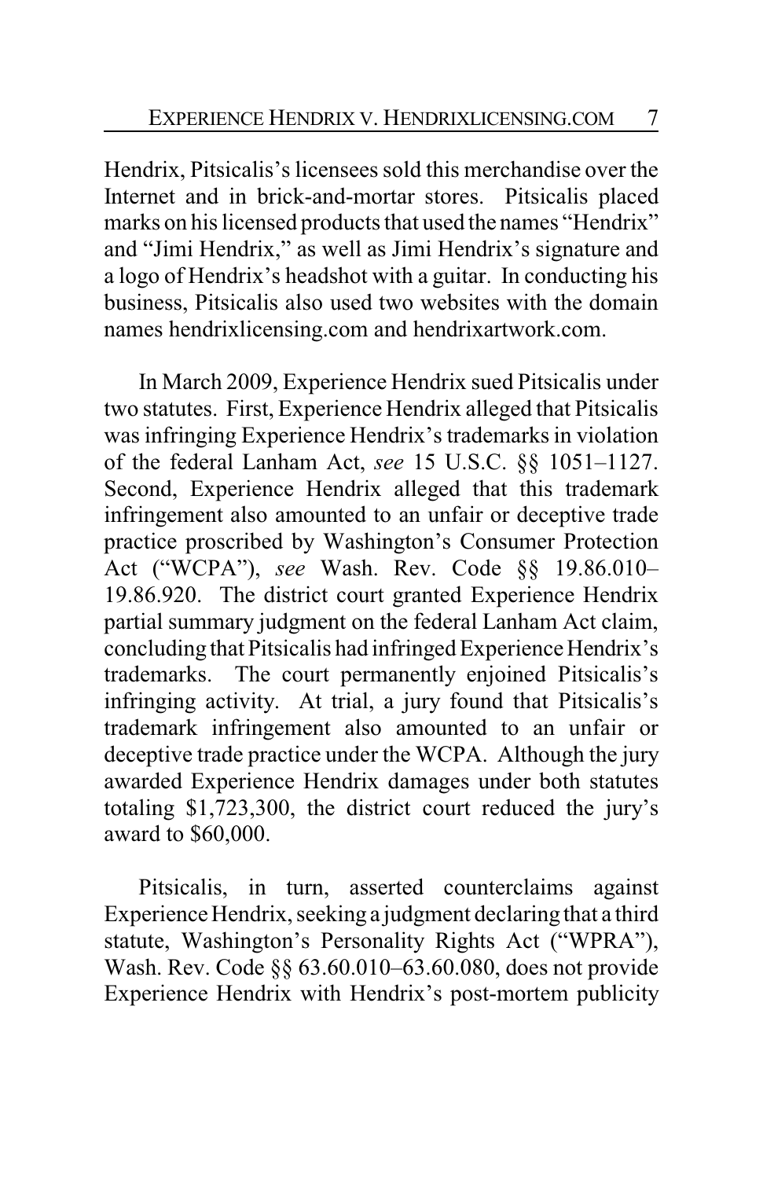Hendrix, Pitsicalis's licensees sold this merchandise over the Internet and in brick-and-mortar stores. Pitsicalis placed marks on his licensed products that used the names "Hendrix" and "Jimi Hendrix," as well as Jimi Hendrix's signature and a logo of Hendrix's headshot with a guitar. In conducting his business, Pitsicalis also used two websites with the domain names hendrixlicensing.com and hendrixartwork.com.

In March 2009, Experience Hendrix sued Pitsicalis under two statutes. First, Experience Hendrix alleged that Pitsicalis was infringing Experience Hendrix's trademarks in violation of the federal Lanham Act, *see* 15 U.S.C. §§ 1051–1127. Second, Experience Hendrix alleged that this trademark infringement also amounted to an unfair or deceptive trade practice proscribed by Washington's Consumer Protection Act ("WCPA"), *see* Wash. Rev. Code §§ 19.86.010–19.86.920. The district court granted Experience Hendrix partial summary judgment on the federal Lanham Act claim, concluding that Pitsicalis had infringed Experience Hendrix's trademarks. The court permanently enjoined Pitsicalis's infringing activity. At trial, a jury found that Pitsicalis's trademark infringement also amounted to an unfair or deceptive trade practice under the WCPA. Although the jury awarded Experience Hendrix damages under both statutes totaling $1,723,300, the district court reduced the jury's award to $60,000.

Pitsicalis, in turn, asserted counterclaims against Experience Hendrix, seeking a judgment declaring that a third statute, Washington's Personality Rights Act ("WPRA"), Wash. Rev. Code §§ 63.60.010–63.60.080, does not provide Experience Hendrix with Hendrix's post-mortem publicity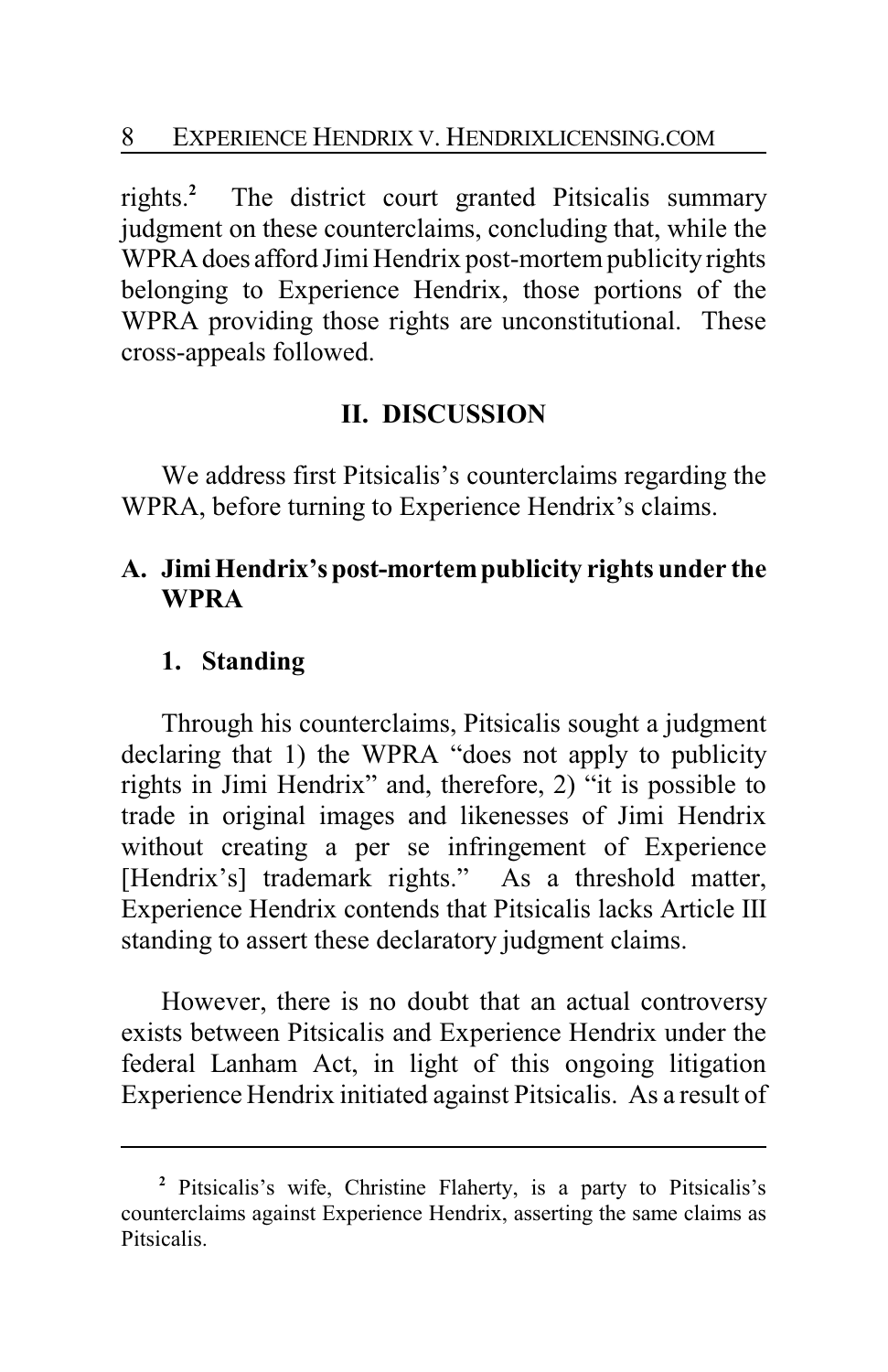rights.[2] The district court granted Pitsicalis summary judgment on these counterclaims, concluding that, while the WPRA does afford Jimi Hendrix post-mortem publicity rights belonging to Experience Hendrix, those portions of the WPRA providing those rights are unconstitutional. These cross-appeals followed.

## II. DISCUSSION

We address first Pitsicalis's counterclaims regarding the WPRA, before turning to Experience Hendrix's claims.

### A. Jimi Hendrix's post-mortem publicity rights under the WPRA

#### 1. Standing

Through his counterclaims, Pitsicalis sought a judgment declaring that 1) the WPRA "does not apply to publicity rights in Jimi Hendrix" and, therefore, 2) "it is possible to trade in original images and likenesses of Jimi Hendrix without creating a per se infringement of Experience [Hendrix's] trademark rights." As a threshold matter, Experience Hendrix contends that Pitsicalis lacks Article III standing to assert these declaratory judgment claims.

However, there is no doubt that an actual controversy exists between Pitsicalis and Experience Hendrix under the federal Lanham Act, in light of this ongoing litigation Experience Hendrix initiated against Pitsicalis. As a result of

---

[2] Pitsicalis's wife, Christine Flaherty, is a party to Pitsicalis's counterclaims against Experience Hendrix, asserting the same claims as Pitsicalis.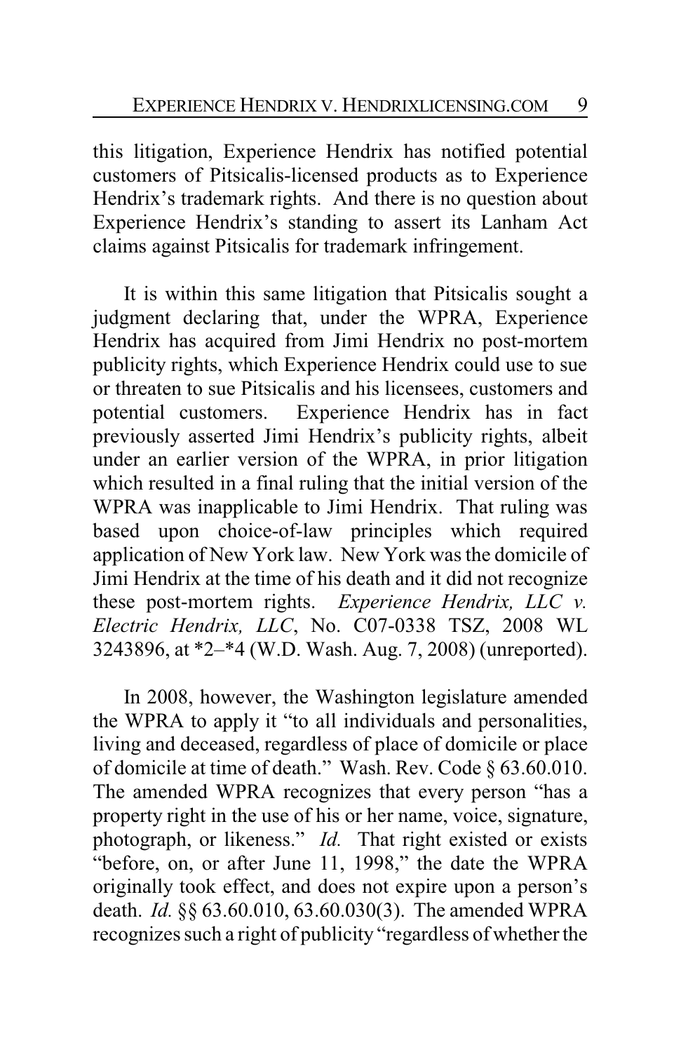this litigation, Experience Hendrix has notified potential customers of Pitsicalis-licensed products as to Experience Hendrix's trademark rights. And there is no question about Experience Hendrix's standing to assert its Lanham Act claims against Pitsicalis for trademark infringement.

It is within this same litigation that Pitsicalis sought a judgment declaring that, under the WPRA, Experience Hendrix has acquired from Jimi Hendrix no post-mortem publicity rights, which Experience Hendrix could use to sue or threaten to sue Pitsicalis and his licensees, customers and potential customers. Experience Hendrix has in fact previously asserted Jimi Hendrix's publicity rights, albeit under an earlier version of the WPRA, in prior litigation which resulted in a final ruling that the initial version of the WPRA was inapplicable to Jimi Hendrix. That ruling was based upon choice-of-law principles which required application of New York law. New York was the domicile of Jimi Hendrix at the time of his death and it did not recognize these post-mortem rights. *Experience Hendrix, LLC v. Electric Hendrix, LLC*, No. C07-0338 TSZ, 2008 WL 3243896, at *2–*4 (W.D. Wash. Aug. 7, 2008) (unreported).

In 2008, however, the Washington legislature amended the WPRA to apply it "to all individuals and personalities, living and deceased, regardless of place of domicile or place of domicile at time of death." Wash. Rev. Code § 63.60.010. The amended WPRA recognizes that every person "has a property right in the use of his or her name, voice, signature, photograph, or likeness." *Id.* That right existed or exists "before, on, or after June 11, 1998," the date the WPRA originally took effect, and does not expire upon a person's death. *Id.* §§ 63.60.010, 63.60.030(3). The amended WPRA recognizes such a right of publicity "regardless of whether the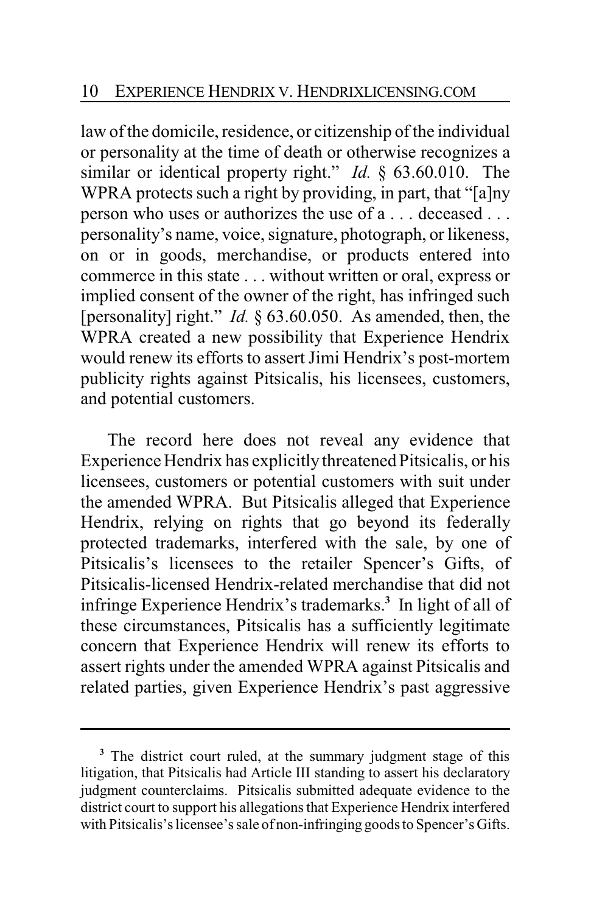law of the domicile, residence, or citizenship of the individual or personality at the time of death or otherwise recognizes a similar or identical property right." *Id.* § 63.60.010. The WPRA protects such a right by providing, in part, that "[a]ny person who uses or authorizes the use of a . . . deceased . . . personality's name, voice, signature, photograph, or likeness, on or in goods, merchandise, or products entered into commerce in this state . . . without written or oral, express or implied consent of the owner of the right, has infringed such [personality] right." *Id.* § 63.60.050. As amended, then, the WPRA created a new possibility that Experience Hendrix would renew its efforts to assert Jimi Hendrix's post-mortem publicity rights against Pitsicalis, his licensees, customers, and potential customers.

The record here does not reveal any evidence that Experience Hendrix has explicitly threatened Pitsicalis, or his licensees, customers or potential customers with suit under the amended WPRA. But Pitsicalis alleged that Experience Hendrix, relying on rights that go beyond its federally protected trademarks, interfered with the sale, by one of Pitsicalis's licensees to the retailer Spencer's Gifts, of Pitsicalis-licensed Hendrix-related merchandise that did not infringe Experience Hendrix's trademarks.[3] In light of all of these circumstances, Pitsicalis has a sufficiently legitimate concern that Experience Hendrix will renew its efforts to assert rights under the amended WPRA against Pitsicalis and related parties, given Experience Hendrix's past aggressive

---

[3] The district court ruled, at the summary judgment stage of this litigation, that Pitsicalis had Article III standing to assert his declaratory judgment counterclaims. Pitsicalis submitted adequate evidence to the district court to support his allegations that Experience Hendrix interfered with Pitsicalis's licensee's sale of non-infringing goods to Spencer's Gifts.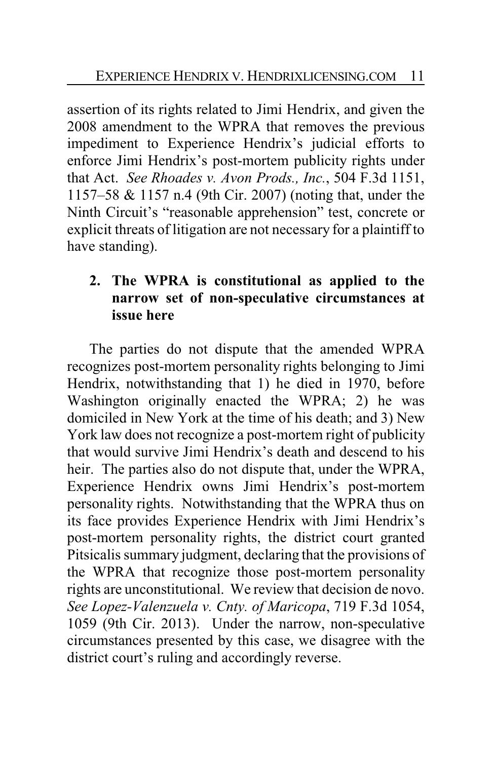assertion of its rights related to Jimi Hendrix, and given the 2008 amendment to the WPRA that removes the previous impediment to Experience Hendrix's judicial efforts to enforce Jimi Hendrix's post-mortem publicity rights under that Act. *See Rhoades v. Avon Prods., Inc.*, 504 F.3d 1151, 1157–58 & 1157 n.4 (9th Cir. 2007) (noting that, under the Ninth Circuit's "reasonable apprehension" test, concrete or explicit threats of litigation are not necessary for a plaintiff to have standing).

### 2. The WPRA is constitutional as applied to the narrow set of non-speculative circumstances at issue here

The parties do not dispute that the amended WPRA recognizes post-mortem personality rights belonging to Jimi Hendrix, notwithstanding that 1) he died in 1970, before Washington originally enacted the WPRA; 2) he was domiciled in New York at the time of his death; and 3) New York law does not recognize a post-mortem right of publicity that would survive Jimi Hendrix's death and descend to his heir. The parties also do not dispute that, under the WPRA, Experience Hendrix owns Jimi Hendrix's post-mortem personality rights. Notwithstanding that the WPRA thus on its face provides Experience Hendrix with Jimi Hendrix's post-mortem personality rights, the district court granted Pitsicalis summary judgment, declaring that the provisions of the WPRA that recognize those post-mortem personality rights are unconstitutional. We review that decision de novo. *See Lopez-Valenzuela v. Cnty. of Maricopa*, 719 F.3d 1054, 1059 (9th Cir. 2013). Under the narrow, non-speculative circumstances presented by this case, we disagree with the district court's ruling and accordingly reverse.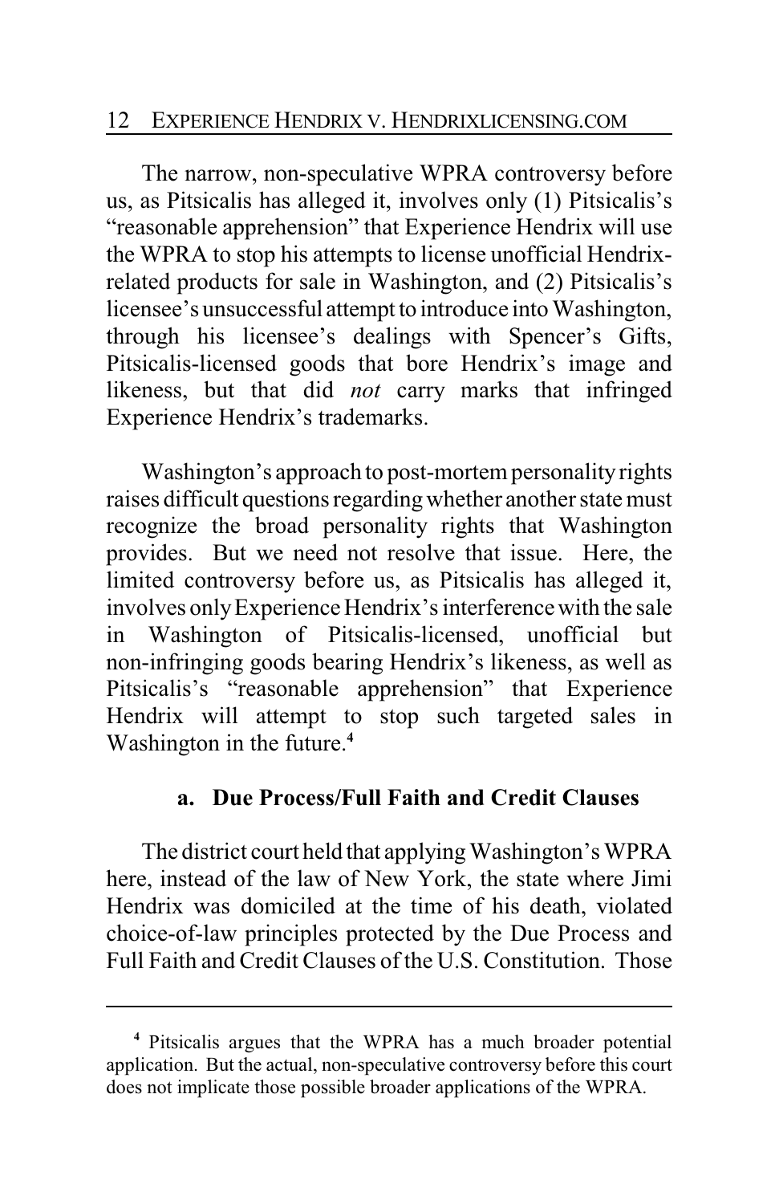The narrow, non-speculative WPRA controversy before us, as Pitsicalis has alleged it, involves only (1) Pitsicalis's "reasonable apprehension" that Experience Hendrix will use the WPRA to stop his attempts to license unofficial Hendrix-related products for sale in Washington, and (2) Pitsicalis's licensee's unsuccessful attempt to introduce into Washington, through his licensee's dealings with Spencer's Gifts, Pitsicalis-licensed goods that bore Hendrix's image and likeness, but that did *not* carry marks that infringed Experience Hendrix's trademarks.

Washington's approach to post-mortem personality rights raises difficult questions regarding whether another state must recognize the broad personality rights that Washington provides. But we need not resolve that issue. Here, the limited controversy before us, as Pitsicalis has alleged it, involves only Experience Hendrix's interference with the sale in Washington of Pitsicalis-licensed, unofficial but non-infringing goods bearing Hendrix's likeness, as well as Pitsicalis's "reasonable apprehension" that Experience Hendrix will attempt to stop such targeted sales in Washington in the future.[4]

### a. Due Process/Full Faith and Credit Clauses

The district court held that applying Washington's WPRA here, instead of the law of New York, the state where Jimi Hendrix was domiciled at the time of his death, violated choice-of-law principles protected by the Due Process and Full Faith and Credit Clauses of the U.S. Constitution. Those

---

[4] Pitsicalis argues that the WPRA has a much broader potential application. But the actual, non-speculative controversy before this court does not implicate those possible broader applications of the WPRA.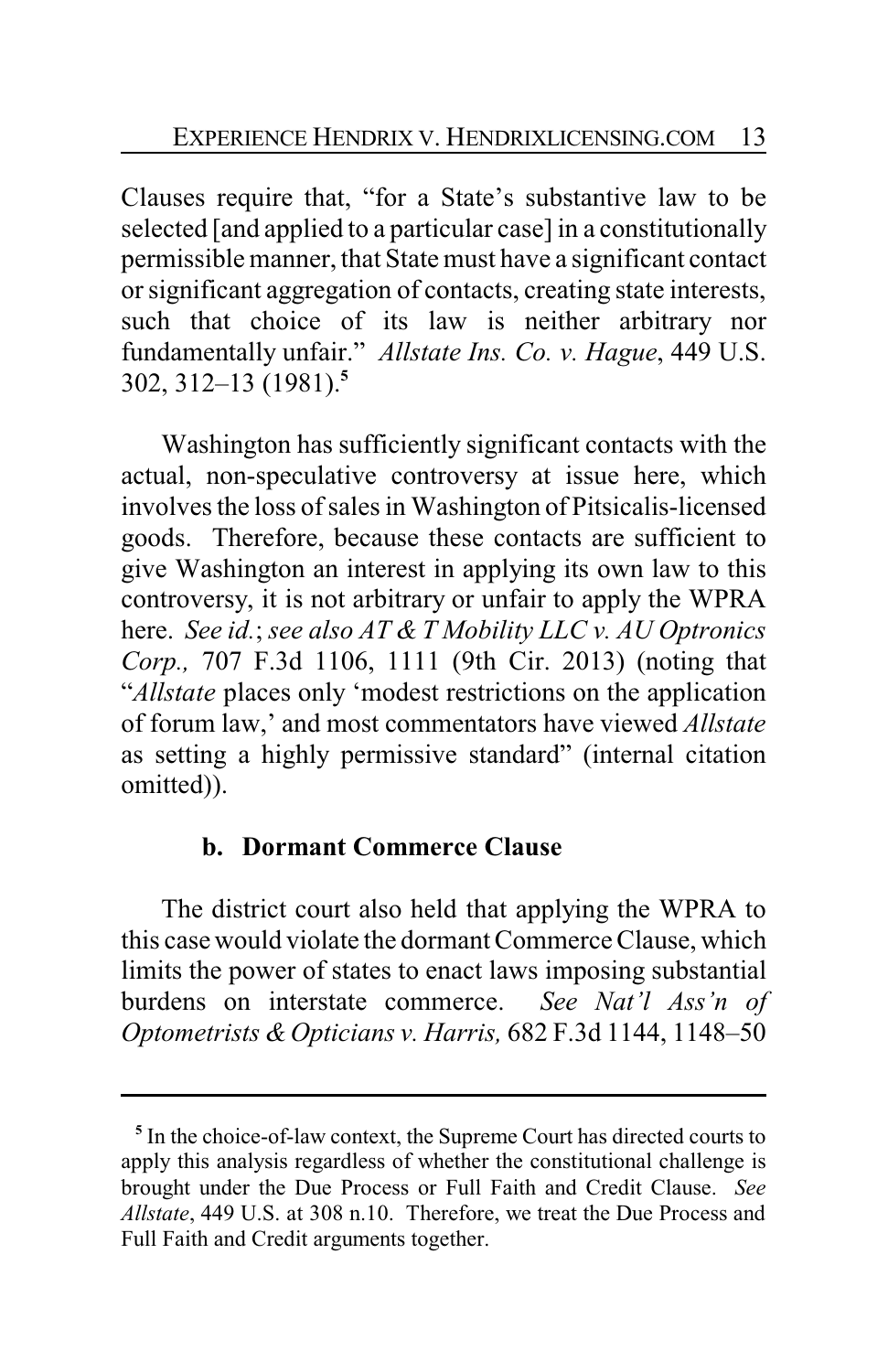Clauses require that, "for a State's substantive law to be selected [and applied to a particular case] in a constitutionally permissible manner, that State must have a significant contact or significant aggregation of contacts, creating state interests, such that choice of its law is neither arbitrary nor fundamentally unfair." *Allstate Ins. Co. v. Hague*, 449 U.S. 302, 312–13 (1981).[5]

Washington has sufficiently significant contacts with the actual, non-speculative controversy at issue here, which involves the loss of sales in Washington of Pitsicalis-licensed goods. Therefore, because these contacts are sufficient to give Washington an interest in applying its own law to this controversy, it is not arbitrary or unfair to apply the WPRA here. *See id.*; *see also AT & T Mobility LLC v. AU Optronics Corp.,* 707 F.3d 1106, 1111 (9th Cir. 2013) (noting that "*Allstate* places only 'modest restrictions on the application of forum law,' and most commentators have viewed *Allstate* as setting a highly permissive standard" (internal citation omitted)).

### b. Dormant Commerce Clause

The district court also held that applying the WPRA to this case would violate the dormant Commerce Clause, which limits the power of states to enact laws imposing substantial burdens on interstate commerce. *See Nat'l Ass'n of Optometrists & Opticians v. Harris,* 682 F.3d 1144, 1148–50

---

[5] In the choice-of-law context, the Supreme Court has directed courts to apply this analysis regardless of whether the constitutional challenge is brought under the Due Process or Full Faith and Credit Clause. *See Allstate*, 449 U.S. at 308 n.10. Therefore, we treat the Due Process and Full Faith and Credit arguments together.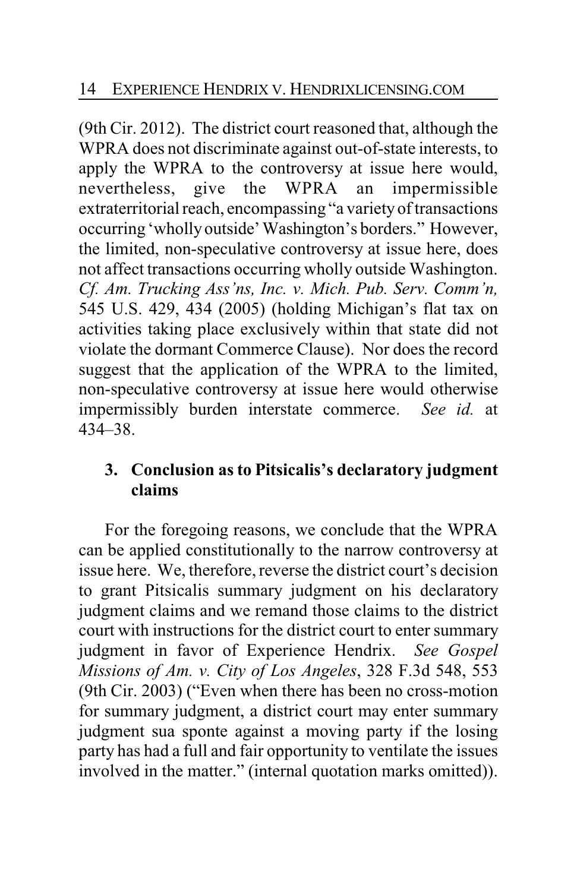(9th Cir. 2012). The district court reasoned that, although the WPRA does not discriminate against out-of-state interests, to apply the WPRA to the controversy at issue here would, nevertheless, give the WPRA an impermissible extraterritorial reach, encompassing "a variety of transactions occurring 'wholly outside' Washington's borders." However, the limited, non-speculative controversy at issue here, does not affect transactions occurring wholly outside Washington. *Cf. Am. Trucking Ass'ns, Inc. v. Mich. Pub. Serv. Comm'n,* 545 U.S. 429, 434 (2005) (holding Michigan's flat tax on activities taking place exclusively within that state did not violate the dormant Commerce Clause). Nor does the record suggest that the application of the WPRA to the limited, non-speculative controversy at issue here would otherwise impermissibly burden interstate commerce. *See id.* at 434–38.

### 3. Conclusion as to Pitsicalis's declaratory judgment claims

For the foregoing reasons, we conclude that the WPRA can be applied constitutionally to the narrow controversy at issue here. We, therefore, reverse the district court's decision to grant Pitsicalis summary judgment on his declaratory judgment claims and we remand those claims to the district court with instructions for the district court to enter summary judgment in favor of Experience Hendrix. *See Gospel Missions of Am. v. City of Los Angeles*, 328 F.3d 548, 553 (9th Cir. 2003) ("Even when there has been no cross-motion for summary judgment, a district court may enter summary judgment sua sponte against a moving party if the losing party has had a full and fair opportunity to ventilate the issues involved in the matter." (internal quotation marks omitted)).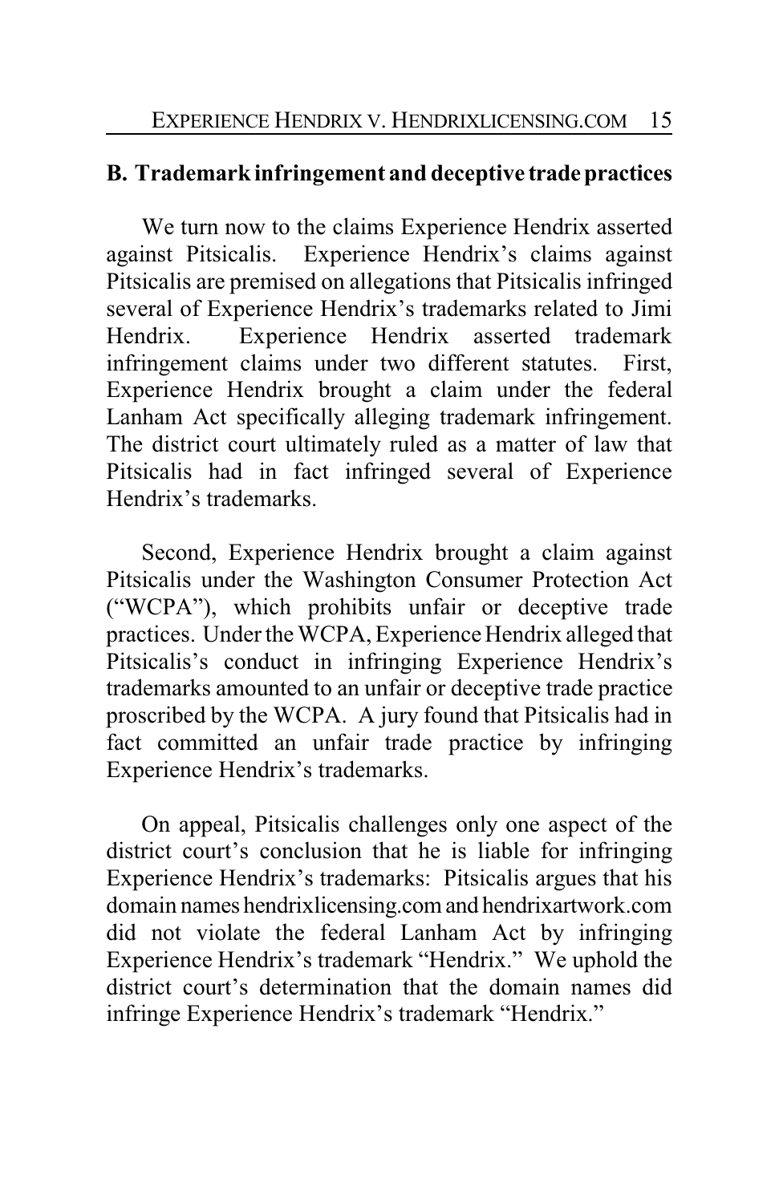## B. Trademark infringement and deceptive trade practices

We turn now to the claims Experience Hendrix asserted against Pitsicalis. Experience Hendrix's claims against Pitsicalis are premised on allegations that Pitsicalis infringed several of Experience Hendrix's trademarks related to Jimi Hendrix. Experience Hendrix asserted trademark infringement claims under two different statutes. First, Experience Hendrix brought a claim under the federal Lanham Act specifically alleging trademark infringement. The district court ultimately ruled as a matter of law that Pitsicalis had in fact infringed several of Experience Hendrix's trademarks.

Second, Experience Hendrix brought a claim against Pitsicalis under the Washington Consumer Protection Act ("WCPA"), which prohibits unfair or deceptive trade practices. Under the WCPA, Experience Hendrix alleged that Pitsicalis's conduct in infringing Experience Hendrix's trademarks amounted to an unfair or deceptive trade practice proscribed by the WCPA. A jury found that Pitsicalis had in fact committed an unfair trade practice by infringing Experience Hendrix's trademarks.

On appeal, Pitsicalis challenges only one aspect of the district court's conclusion that he is liable for infringing Experience Hendrix's trademarks: Pitsicalis argues that his domain names hendrixlicensing.com and hendrixartwork.com did not violate the federal Lanham Act by infringing Experience Hendrix's trademark "Hendrix." We uphold the district court's determination that the domain names did infringe Experience Hendrix's trademark "Hendrix."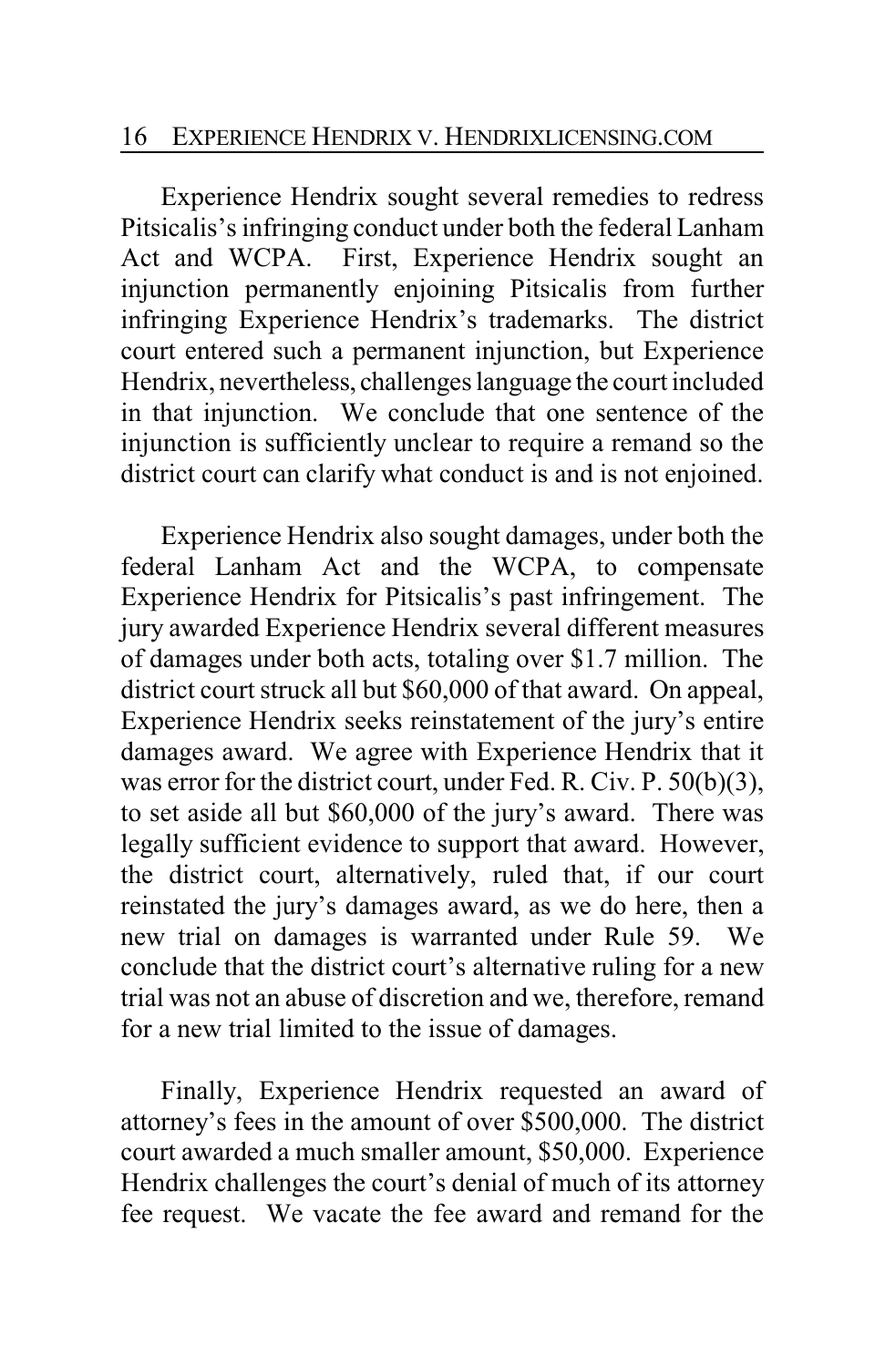Experience Hendrix sought several remedies to redress Pitsicalis's infringing conduct under both the federal Lanham Act and WCPA. First, Experience Hendrix sought an injunction permanently enjoining Pitsicalis from further infringing Experience Hendrix's trademarks. The district court entered such a permanent injunction, but Experience Hendrix, nevertheless, challenges language the court included in that injunction. We conclude that one sentence of the injunction is sufficiently unclear to require a remand so the district court can clarify what conduct is and is not enjoined.

Experience Hendrix also sought damages, under both the federal Lanham Act and the WCPA, to compensate Experience Hendrix for Pitsicalis's past infringement. The jury awarded Experience Hendrix several different measures of damages under both acts, totaling over $1.7 million. The district court struck all but $60,000 of that award. On appeal, Experience Hendrix seeks reinstatement of the jury's entire damages award. We agree with Experience Hendrix that it was error for the district court, under Fed. R. Civ. P. 50(b)(3), to set aside all but $60,000 of the jury's award. There was legally sufficient evidence to support that award. However, the district court, alternatively, ruled that, if our court reinstated the jury's damages award, as we do here, then a new trial on damages is warranted under Rule 59. We conclude that the district court's alternative ruling for a new trial was not an abuse of discretion and we, therefore, remand for a new trial limited to the issue of damages.

Finally, Experience Hendrix requested an award of attorney's fees in the amount of over $500,000. The district court awarded a much smaller amount, $50,000. Experience Hendrix challenges the court's denial of much of its attorney fee request. We vacate the fee award and remand for the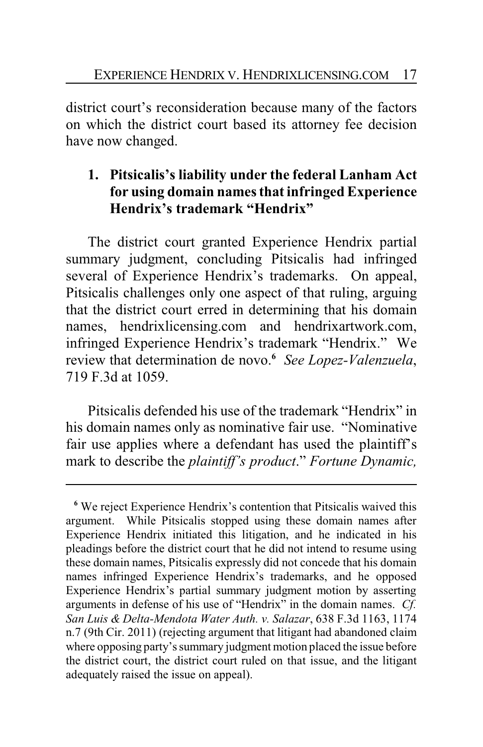district court's reconsideration because many of the factors on which the district court based its attorney fee decision have now changed.

### 1. Pitsicalis's liability under the federal Lanham Act for using domain names that infringed Experience Hendrix's trademark "Hendrix"

The district court granted Experience Hendrix partial summary judgment, concluding Pitsicalis had infringed several of Experience Hendrix's trademarks. On appeal, Pitsicalis challenges only one aspect of that ruling, arguing that the district court erred in determining that his domain names, hendrixlicensing.com and hendrixartwork.com, infringed Experience Hendrix's trademark "Hendrix." We review that determination de novo.[6] *See Lopez-Valenzuela*, 719 F.3d at 1059.

Pitsicalis defended his use of the trademark "Hendrix" in his domain names only as nominative fair use. "Nominative fair use applies where a defendant has used the plaintiff's mark to describe the *plaintiff's product*." *Fortune Dynamic,*

---

[6] We reject Experience Hendrix's contention that Pitsicalis waived this argument. While Pitsicalis stopped using these domain names after Experience Hendrix initiated this litigation, and he indicated in his pleadings before the district court that he did not intend to resume using these domain names, Pitsicalis expressly did not concede that his domain names infringed Experience Hendrix's trademarks, and he opposed Experience Hendrix's partial summary judgment motion by asserting arguments in defense of his use of "Hendrix" in the domain names. *Cf. San Luis & Delta-Mendota Water Auth. v. Salazar*, 638 F.3d 1163, 1174 n.7 (9th Cir. 2011) (rejecting argument that litigant had abandoned claim where opposing party's summary judgment motion placed the issue before the district court, the district court ruled on that issue, and the litigant adequately raised the issue on appeal).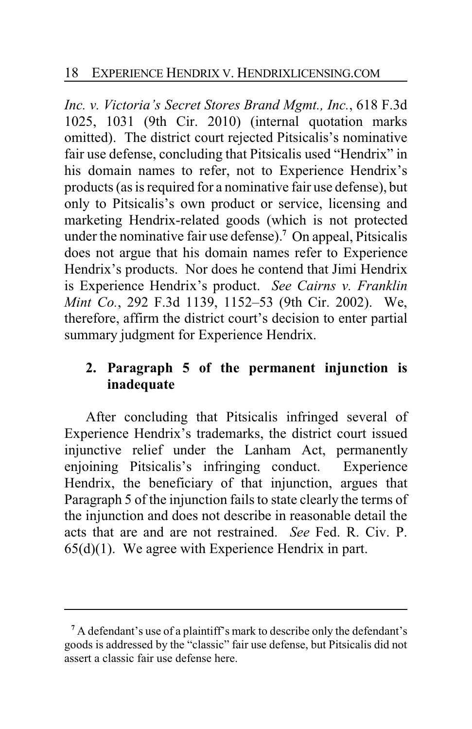*Inc. v. Victoria's Secret Stores Brand Mgmt., Inc.*, 618 F.3d 1025, 1031 (9th Cir. 2010) (internal quotation marks omitted). The district court rejected Pitsicalis's nominative fair use defense, concluding that Pitsicalis used "Hendrix" in his domain names to refer, not to Experience Hendrix's products (as is required for a nominative fair use defense), but only to Pitsicalis's own product or service, licensing and marketing Hendrix-related goods (which is not protected under the nominative fair use defense).[7] On appeal, Pitsicalis does not argue that his domain names refer to Experience Hendrix's products. Nor does he contend that Jimi Hendrix is Experience Hendrix's product. *See Cairns v. Franklin Mint Co.*, 292 F.3d 1139, 1152–53 (9th Cir. 2002). We, therefore, affirm the district court's decision to enter partial summary judgment for Experience Hendrix.

### 2. Paragraph 5 of the permanent injunction is inadequate

After concluding that Pitsicalis infringed several of Experience Hendrix's trademarks, the district court issued injunctive relief under the Lanham Act, permanently enjoining Pitsicalis's infringing conduct. Experience Hendrix, the beneficiary of that injunction, argues that Paragraph 5 of the injunction fails to state clearly the terms of the injunction and does not describe in reasonable detail the acts that are and are not restrained. *See* Fed. R. Civ. P. 65(d)(1). We agree with Experience Hendrix in part.

---

[7] A defendant's use of a plaintiff's mark to describe only the defendant's goods is addressed by the "classic" fair use defense, but Pitsicalis did not assert a classic fair use defense here.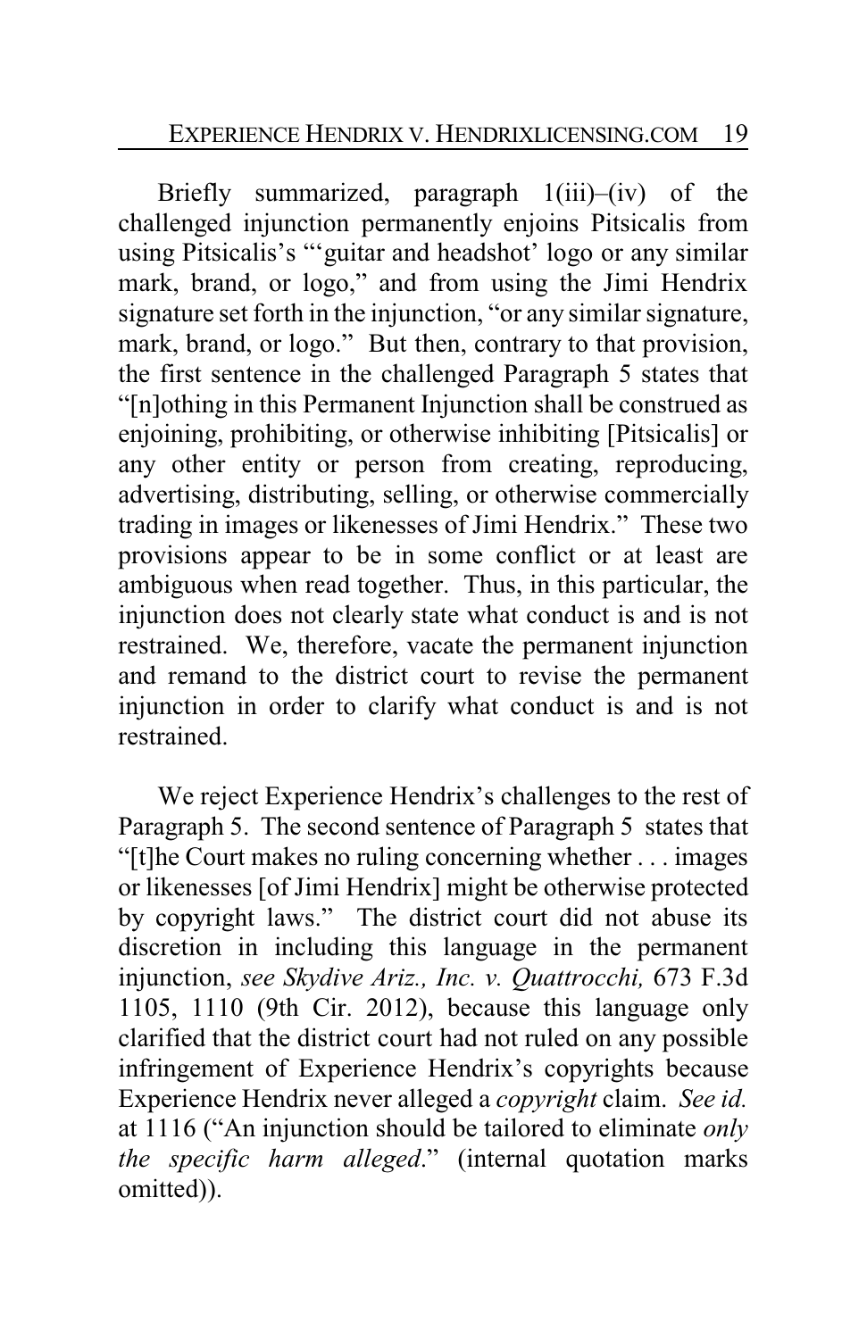Briefly summarized, paragraph 1(iii)–(iv) of the challenged injunction permanently enjoins Pitsicalis from using Pitsicalis's "'guitar and headshot' logo or any similar mark, brand, or logo," and from using the Jimi Hendrix signature set forth in the injunction, "or any similar signature, mark, brand, or logo." But then, contrary to that provision, the first sentence in the challenged Paragraph 5 states that "[n]othing in this Permanent Injunction shall be construed as enjoining, prohibiting, or otherwise inhibiting [Pitsicalis] or any other entity or person from creating, reproducing, advertising, distributing, selling, or otherwise commercially trading in images or likenesses of Jimi Hendrix." These two provisions appear to be in some conflict or at least are ambiguous when read together. Thus, in this particular, the injunction does not clearly state what conduct is and is not restrained. We, therefore, vacate the permanent injunction and remand to the district court to revise the permanent injunction in order to clarify what conduct is and is not restrained.

We reject Experience Hendrix's challenges to the rest of Paragraph 5. The second sentence of Paragraph 5 states that "[t]he Court makes no ruling concerning whether . . . images or likenesses [of Jimi Hendrix] might be otherwise protected by copyright laws." The district court did not abuse its discretion in including this language in the permanent injunction, *see Skydive Ariz., Inc. v. Quattrocchi,* 673 F.3d 1105, 1110 (9th Cir. 2012), because this language only clarified that the district court had not ruled on any possible infringement of Experience Hendrix's copyrights because Experience Hendrix never alleged a *copyright* claim. *See id.* at 1116 ("An injunction should be tailored to eliminate *only the specific harm alleged*." (internal quotation marks omitted)).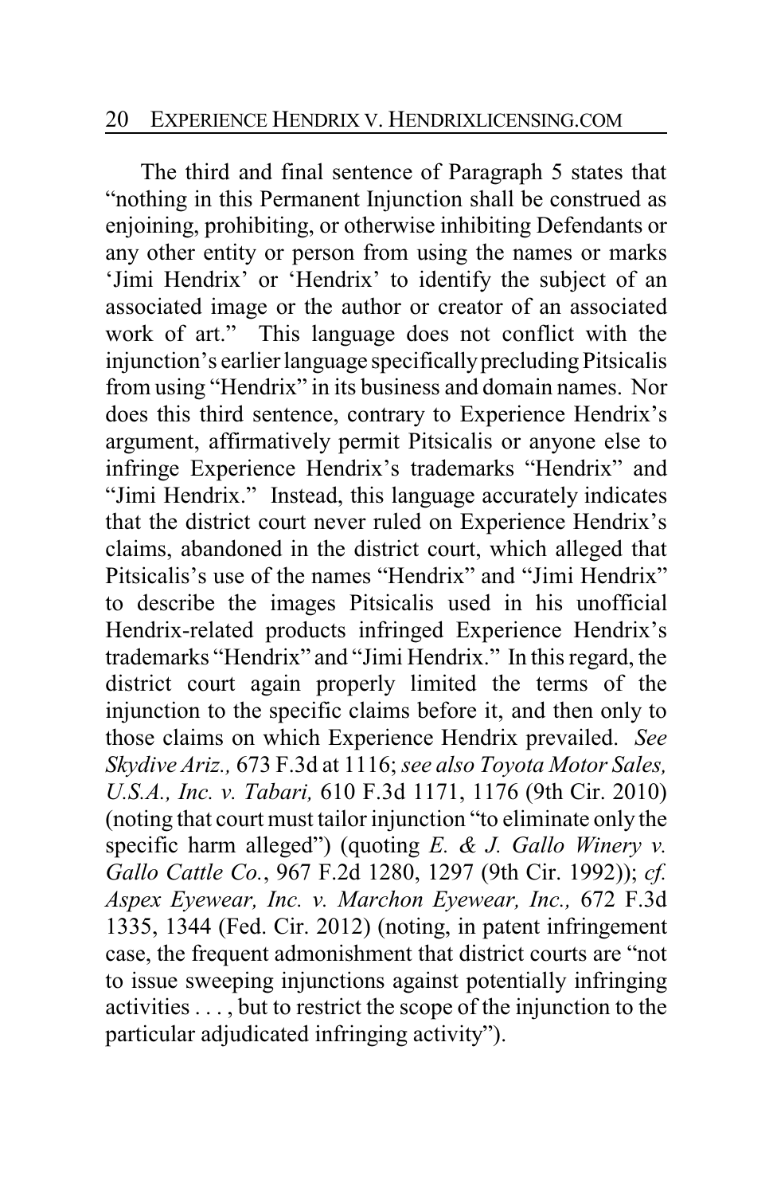The third and final sentence of Paragraph 5 states that "nothing in this Permanent Injunction shall be construed as enjoining, prohibiting, or otherwise inhibiting Defendants or any other entity or person from using the names or marks 'Jimi Hendrix' or 'Hendrix' to identify the subject of an associated image or the author or creator of an associated work of art." This language does not conflict with the injunction's earlier language specifically precluding Pitsicalis from using "Hendrix" in its business and domain names. Nor does this third sentence, contrary to Experience Hendrix's argument, affirmatively permit Pitsicalis or anyone else to infringe Experience Hendrix's trademarks "Hendrix" and "Jimi Hendrix." Instead, this language accurately indicates that the district court never ruled on Experience Hendrix's claims, abandoned in the district court, which alleged that Pitsicalis's use of the names "Hendrix" and "Jimi Hendrix" to describe the images Pitsicalis used in his unofficial Hendrix-related products infringed Experience Hendrix's trademarks "Hendrix" and "Jimi Hendrix." In this regard, the district court again properly limited the terms of the injunction to the specific claims before it, and then only to those claims on which Experience Hendrix prevailed. *See Skydive Ariz.,* 673 F.3d at 1116; *see also Toyota Motor Sales, U.S.A., Inc. v. Tabari,* 610 F.3d 1171, 1176 (9th Cir. 2010) (noting that court must tailor injunction "to eliminate only the specific harm alleged") (quoting *E. & J. Gallo Winery v. Gallo Cattle Co.*, 967 F.2d 1280, 1297 (9th Cir. 1992)); *cf. Aspex Eyewear, Inc. v. Marchon Eyewear, Inc.,* 672 F.3d 1335, 1344 (Fed. Cir. 2012) (noting, in patent infringement case, the frequent admonishment that district courts are "not to issue sweeping injunctions against potentially infringing activities . . . , but to restrict the scope of the injunction to the particular adjudicated infringing activity").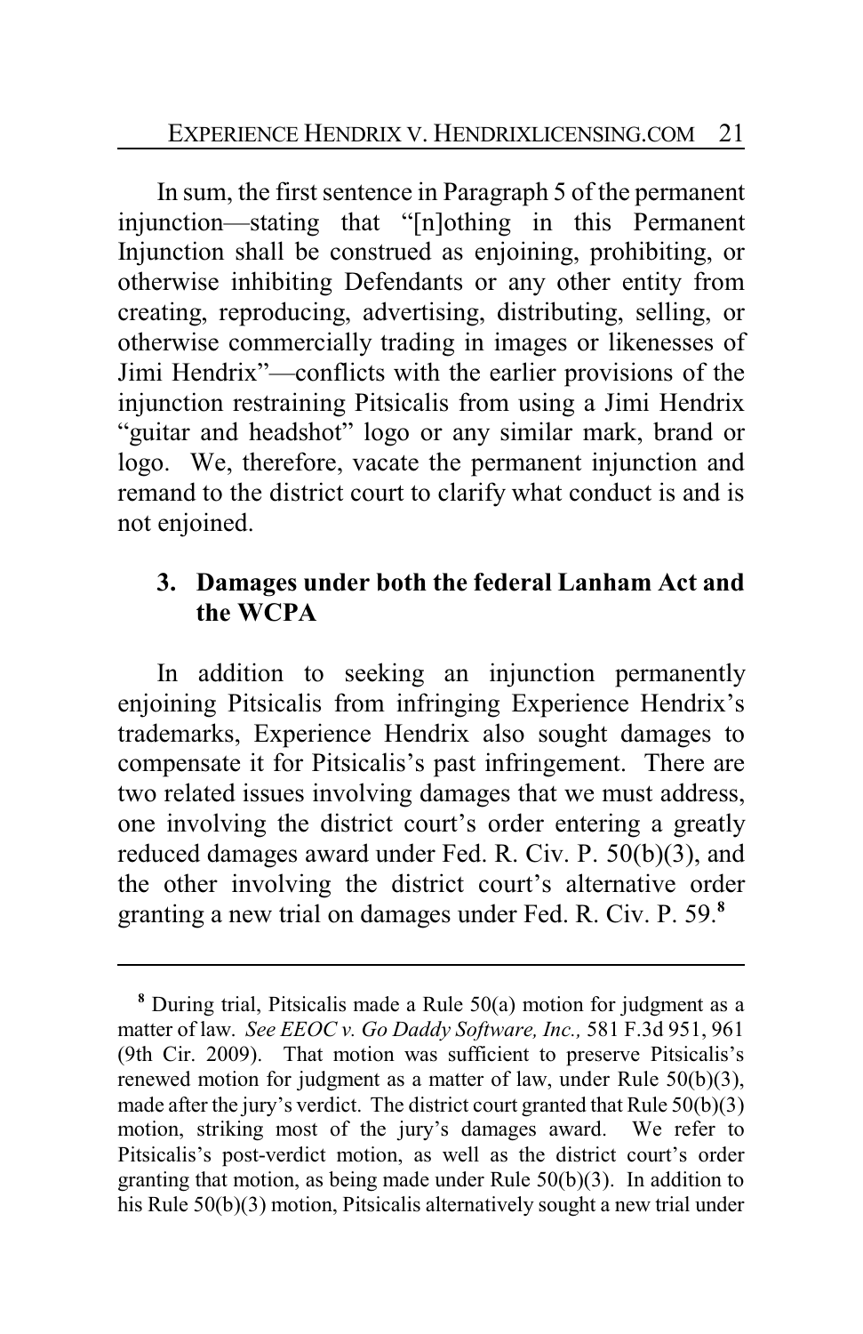In sum, the first sentence in Paragraph 5 of the permanent injunction—stating that "[n]othing in this Permanent Injunction shall be construed as enjoining, prohibiting, or otherwise inhibiting Defendants or any other entity from creating, reproducing, advertising, distributing, selling, or otherwise commercially trading in images or likenesses of Jimi Hendrix"—conflicts with the earlier provisions of the injunction restraining Pitsicalis from using a Jimi Hendrix "guitar and headshot" logo or any similar mark, brand or logo. We, therefore, vacate the permanent injunction and remand to the district court to clarify what conduct is and is not enjoined.

### 3. Damages under both the federal Lanham Act and the WCPA

In addition to seeking an injunction permanently enjoining Pitsicalis from infringing Experience Hendrix's trademarks, Experience Hendrix also sought damages to compensate it for Pitsicalis's past infringement. There are two related issues involving damages that we must address, one involving the district court's order entering a greatly reduced damages award under Fed. R. Civ. P. 50(b)(3), and the other involving the district court's alternative order granting a new trial on damages under Fed. R. Civ. P. 59.[8]

---

[8] During trial, Pitsicalis made a Rule 50(a) motion for judgment as a matter of law. *See EEOC v. Go Daddy Software, Inc.,* 581 F.3d 951, 961 (9th Cir. 2009). That motion was sufficient to preserve Pitsicalis's renewed motion for judgment as a matter of law, under Rule 50(b)(3), made after the jury's verdict. The district court granted that Rule 50(b)(3) motion, striking most of the jury's damages award. We refer to Pitsicalis's post-verdict motion, as well as the district court's order granting that motion, as being made under Rule 50(b)(3). In addition to his Rule 50(b)(3) motion, Pitsicalis alternatively sought a new trial under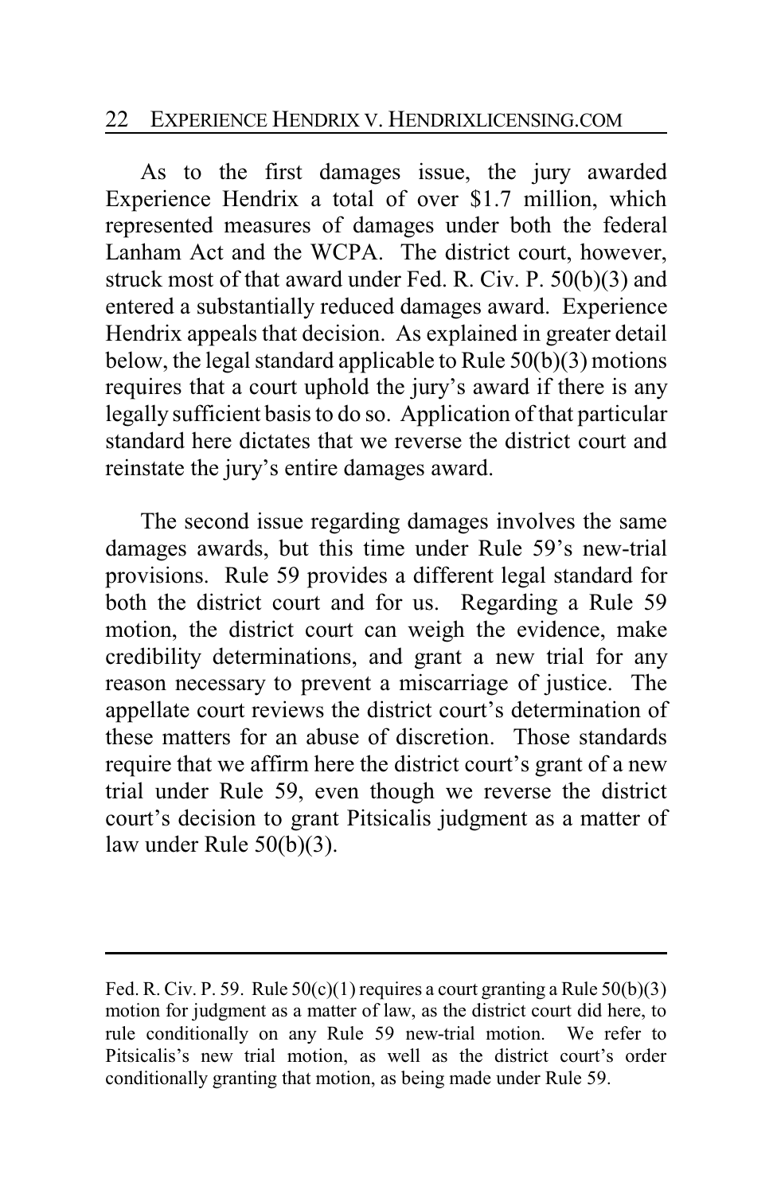As to the first damages issue, the jury awarded Experience Hendrix a total of over $1.7 million, which represented measures of damages under both the federal Lanham Act and the WCPA. The district court, however, struck most of that award under Fed. R. Civ. P. 50(b)(3) and entered a substantially reduced damages award. Experience Hendrix appeals that decision. As explained in greater detail below, the legal standard applicable to Rule 50(b)(3) motions requires that a court uphold the jury's award if there is any legally sufficient basis to do so. Application of that particular standard here dictates that we reverse the district court and reinstate the jury's entire damages award.

The second issue regarding damages involves the same damages awards, but this time under Rule 59's new-trial provisions. Rule 59 provides a different legal standard for both the district court and for us. Regarding a Rule 59 motion, the district court can weigh the evidence, make credibility determinations, and grant a new trial for any reason necessary to prevent a miscarriage of justice. The appellate court reviews the district court's determination of these matters for an abuse of discretion. Those standards require that we affirm here the district court's grant of a new trial under Rule 59, even though we reverse the district court's decision to grant Pitsicalis judgment as a matter of law under Rule 50(b)(3).

---

Fed. R. Civ. P. 59. Rule 50(c)(1) requires a court granting a Rule 50(b)(3) motion for judgment as a matter of law, as the district court did here, to rule conditionally on any Rule 59 new-trial motion. We refer to Pitsicalis's new trial motion, as well as the district court's order conditionally granting that motion, as being made under Rule 59.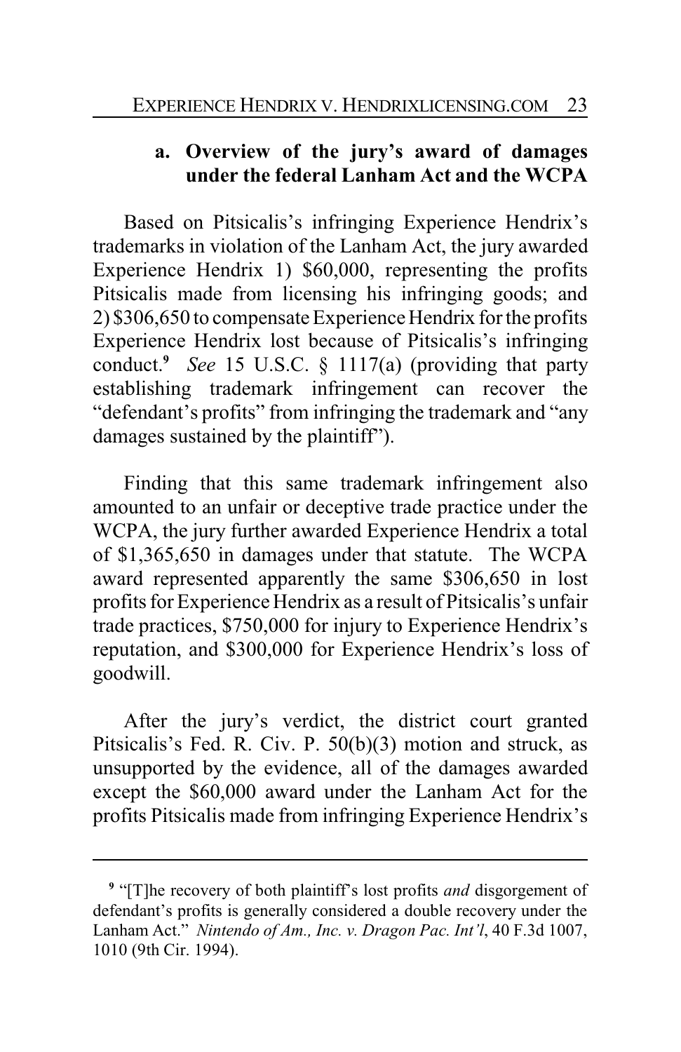#### a. Overview of the jury's award of damages under the federal Lanham Act and the WCPA

Based on Pitsicalis's infringing Experience Hendrix's trademarks in violation of the Lanham Act, the jury awarded Experience Hendrix 1) $60,000, representing the profits Pitsicalis made from licensing his infringing goods; and 2) $306,650 to compensate Experience Hendrix for the profits Experience Hendrix lost because of Pitsicalis's infringing conduct.[9] *See* 15 U.S.C. § 1117(a) (providing that party establishing trademark infringement can recover the "defendant's profits" from infringing the trademark and "any damages sustained by the plaintiff").

Finding that this same trademark infringement also amounted to an unfair or deceptive trade practice under the WCPA, the jury further awarded Experience Hendrix a total of $1,365,650 in damages under that statute. The WCPA award represented apparently the same $306,650 in lost profits for Experience Hendrix as a result of Pitsicalis's unfair trade practices, $750,000 for injury to Experience Hendrix's reputation, and $300,000 for Experience Hendrix's loss of goodwill.

After the jury's verdict, the district court granted Pitsicalis's Fed. R. Civ. P. 50(b)(3) motion and struck, as unsupported by the evidence, all of the damages awarded except the $60,000 award under the Lanham Act for the profits Pitsicalis made from infringing Experience Hendrix's

---

[9] "[T]he recovery of both plaintiff's lost profits *and* disgorgement of defendant's profits is generally considered a double recovery under the Lanham Act." *Nintendo of Am., Inc. v. Dragon Pac. Int'l*, 40 F.3d 1007, 1010 (9th Cir. 1994).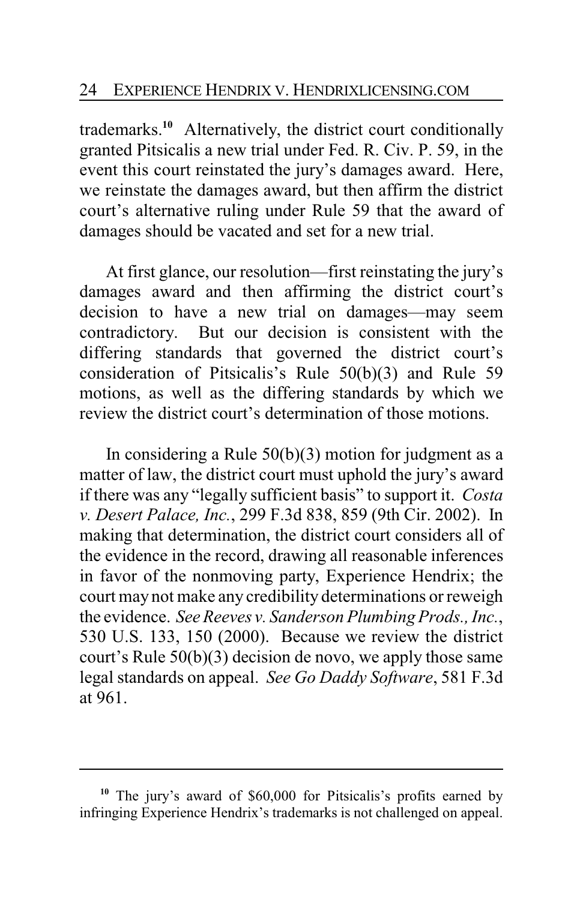trademarks.[10] Alternatively, the district court conditionally granted Pitsicalis a new trial under Fed. R. Civ. P. 59, in the event this court reinstated the jury's damages award. Here, we reinstate the damages award, but then affirm the district court's alternative ruling under Rule 59 that the award of damages should be vacated and set for a new trial.

At first glance, our resolution—first reinstating the jury's damages award and then affirming the district court's decision to have a new trial on damages—may seem contradictory. But our decision is consistent with the differing standards that governed the district court's consideration of Pitsicalis's Rule 50(b)(3) and Rule 59 motions, as well as the differing standards by which we review the district court's determination of those motions.

In considering a Rule 50(b)(3) motion for judgment as a matter of law, the district court must uphold the jury's award if there was any "legally sufficient basis" to support it. *Costa v. Desert Palace, Inc.*, 299 F.3d 838, 859 (9th Cir. 2002). In making that determination, the district court considers all of the evidence in the record, drawing all reasonable inferences in favor of the nonmoving party, Experience Hendrix; the court may not make any credibility determinations or reweigh the evidence. *See Reeves v. Sanderson Plumbing Prods., Inc.*, 530 U.S. 133, 150 (2000). Because we review the district court's Rule 50(b)(3) decision de novo, we apply those same legal standards on appeal. *See Go Daddy Software*, 581 F.3d at 961.

---

[10] The jury's award of $60,000 for Pitsicalis's profits earned by infringing Experience Hendrix's trademarks is not challenged on appeal.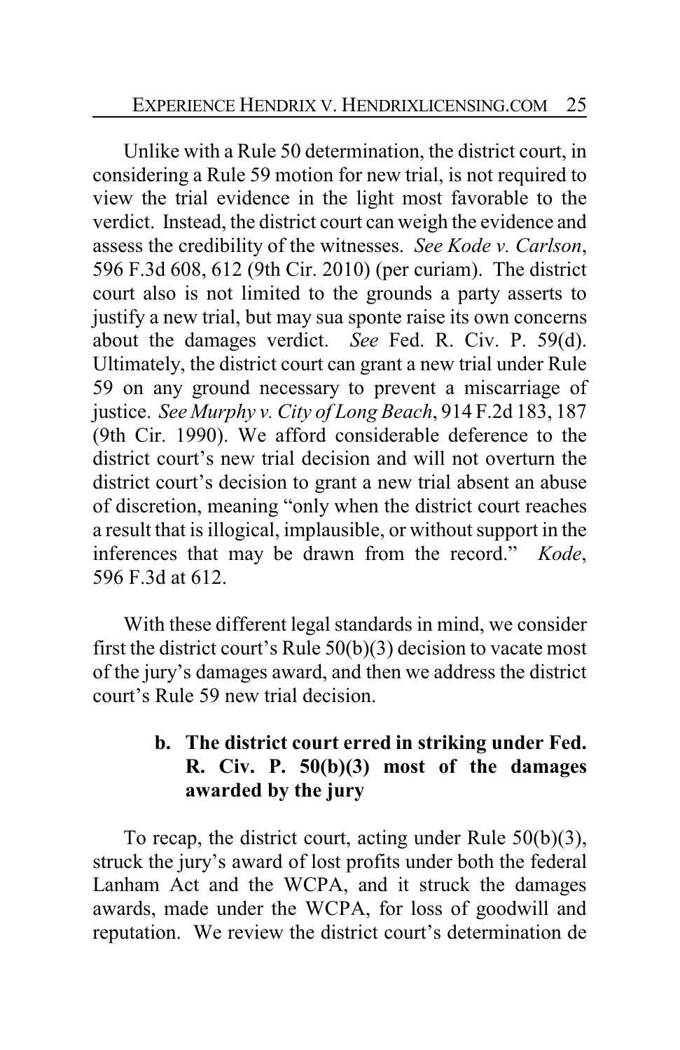Unlike with a Rule 50 determination, the district court, in considering a Rule 59 motion for new trial, is not required to view the trial evidence in the light most favorable to the verdict. Instead, the district court can weigh the evidence and assess the credibility of the witnesses. *See Kode v. Carlson*, 596 F.3d 608, 612 (9th Cir. 2010) (per curiam). The district court also is not limited to the grounds a party asserts to justify a new trial, but may sua sponte raise its own concerns about the damages verdict. *See* Fed. R. Civ. P. 59(d). Ultimately, the district court can grant a new trial under Rule 59 on any ground necessary to prevent a miscarriage of justice. *See Murphy v. City of Long Beach*, 914 F.2d 183, 187 (9th Cir. 1990). We afford considerable deference to the district court's new trial decision and will not overturn the district court's decision to grant a new trial absent an abuse of discretion, meaning "only when the district court reaches a result that is illogical, implausible, or without support in the inferences that may be drawn from the record." *Kode*, 596 F.3d at 612.

With these different legal standards in mind, we consider first the district court's Rule 50(b)(3) decision to vacate most of the jury's damages award, and then we address the district court's Rule 59 new trial decision.

**b. The district court erred in striking under Fed. R. Civ. P. 50(b)(3) most of the damages awarded by the jury**

To recap, the district court, acting under Rule 50(b)(3), struck the jury's award of lost profits under both the federal Lanham Act and the WCPA, and it struck the damages awards, made under the WCPA, for loss of goodwill and reputation. We review the district court's determination de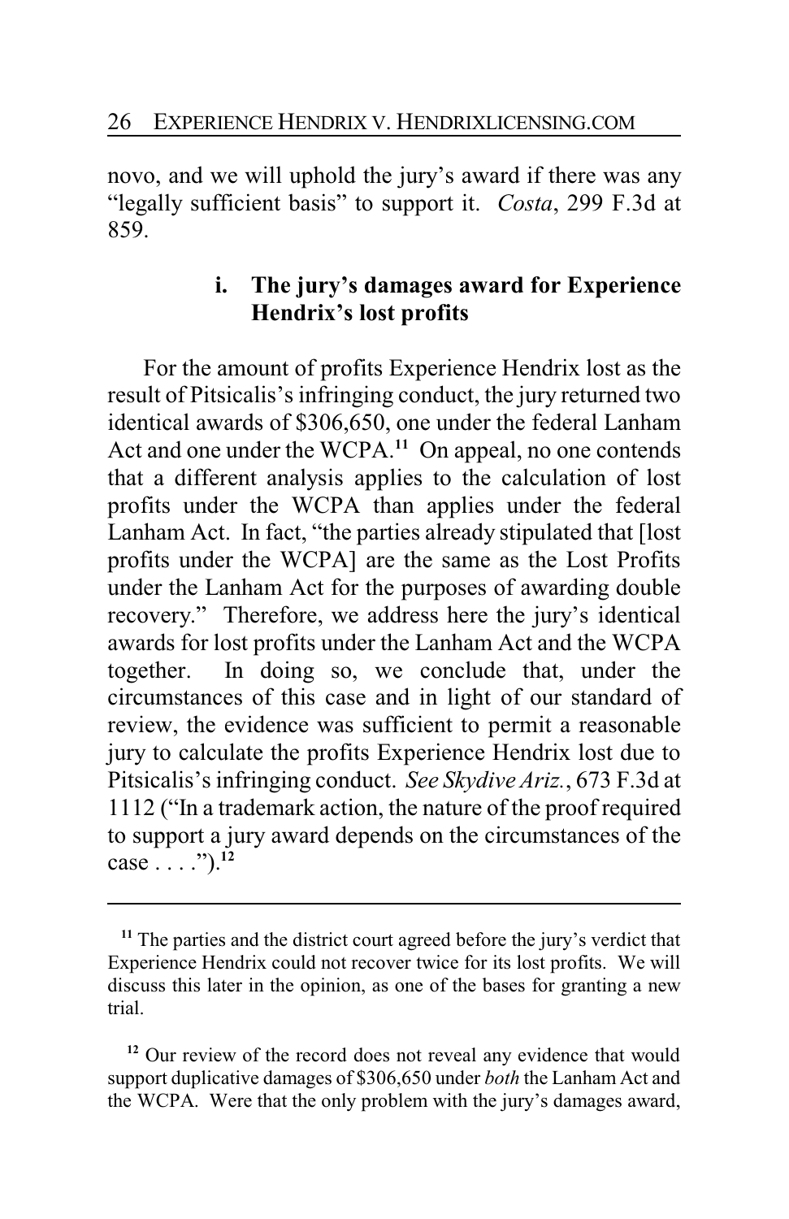novo, and we will uphold the jury's award if there was any "legally sufficient basis" to support it. *Costa*, 299 F.3d at 859.

#### i. The jury's damages award for Experience Hendrix's lost profits

For the amount of profits Experience Hendrix lost as the result of Pitsicalis's infringing conduct, the jury returned two identical awards of $306,650, one under the federal Lanham Act and one under the WCPA.[11] On appeal, no one contends that a different analysis applies to the calculation of lost profits under the WCPA than applies under the federal Lanham Act. In fact, "the parties already stipulated that [lost profits under the WCPA] are the same as the Lost Profits under the Lanham Act for the purposes of awarding double recovery." Therefore, we address here the jury's identical awards for lost profits under the Lanham Act and the WCPA together. In doing so, we conclude that, under the circumstances of this case and in light of our standard of review, the evidence was sufficient to permit a reasonable jury to calculate the profits Experience Hendrix lost due to Pitsicalis's infringing conduct. *See Skydive Ariz.*, 673 F.3d at 1112 ("In a trademark action, the nature of the proof required to support a jury award depends on the circumstances of the case . . . .").[12]

---

[11] The parties and the district court agreed before the jury's verdict that Experience Hendrix could not recover twice for its lost profits. We will discuss this later in the opinion, as one of the bases for granting a new trial.

[12] Our review of the record does not reveal any evidence that would support duplicative damages of $306,650 under *both* the Lanham Act and the WCPA. Were that the only problem with the jury's damages award,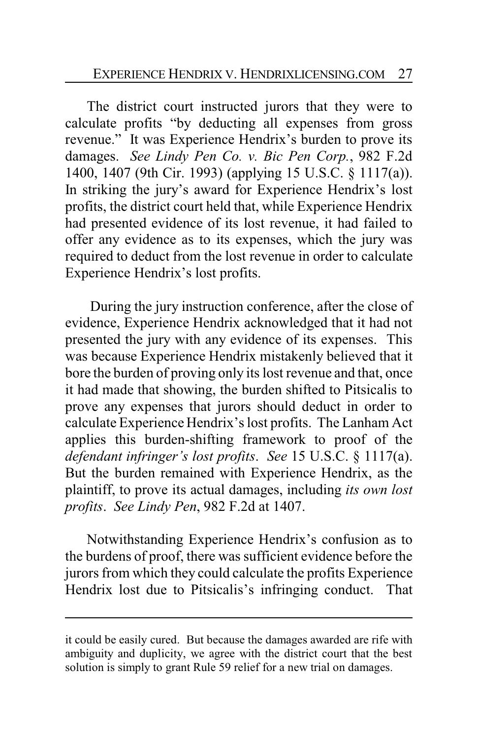The district court instructed jurors that they were to calculate profits "by deducting all expenses from gross revenue." It was Experience Hendrix's burden to prove its damages. *See Lindy Pen Co. v. Bic Pen Corp.*, 982 F.2d 1400, 1407 (9th Cir. 1993) (applying 15 U.S.C. § 1117(a)). In striking the jury's award for Experience Hendrix's lost profits, the district court held that, while Experience Hendrix had presented evidence of its lost revenue, it had failed to offer any evidence as to its expenses, which the jury was required to deduct from the lost revenue in order to calculate Experience Hendrix's lost profits.

During the jury instruction conference, after the close of evidence, Experience Hendrix acknowledged that it had not presented the jury with any evidence of its expenses. This was because Experience Hendrix mistakenly believed that it bore the burden of proving only its lost revenue and that, once it had made that showing, the burden shifted to Pitsicalis to prove any expenses that jurors should deduct in order to calculate Experience Hendrix's lost profits. The Lanham Act applies this burden-shifting framework to proof of the *defendant infringer's lost profits*. *See* 15 U.S.C. § 1117(a). But the burden remained with Experience Hendrix, as the plaintiff, to prove its actual damages, including *its own lost profits*. *See Lindy Pen*, 982 F.2d at 1407.

Notwithstanding Experience Hendrix's confusion as to the burdens of proof, there was sufficient evidence before the jurors from which they could calculate the profits Experience Hendrix lost due to Pitsicalis's infringing conduct. That

---

it could be easily cured. But because the damages awarded are rife with ambiguity and duplicity, we agree with the district court that the best solution is simply to grant Rule 59 relief for a new trial on damages.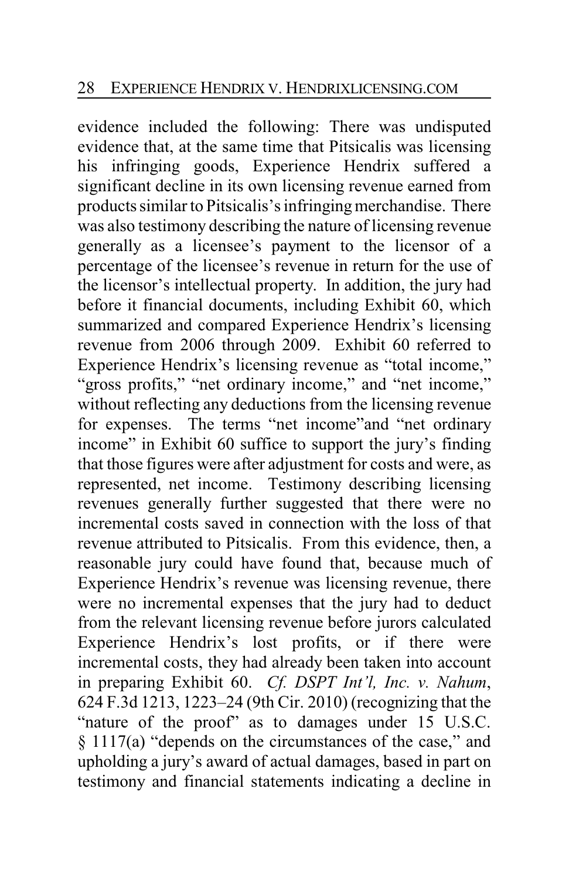evidence included the following: There was undisputed evidence that, at the same time that Pitsicalis was licensing his infringing goods, Experience Hendrix suffered a significant decline in its own licensing revenue earned from products similar to Pitsicalis's infringing merchandise. There was also testimony describing the nature of licensing revenue generally as a licensee's payment to the licensor of a percentage of the licensee's revenue in return for the use of the licensor's intellectual property. In addition, the jury had before it financial documents, including Exhibit 60, which summarized and compared Experience Hendrix's licensing revenue from 2006 through 2009. Exhibit 60 referred to Experience Hendrix's licensing revenue as "total income," "gross profits," "net ordinary income," and "net income," without reflecting any deductions from the licensing revenue for expenses. The terms "net income"and "net ordinary income" in Exhibit 60 suffice to support the jury's finding that those figures were after adjustment for costs and were, as represented, net income. Testimony describing licensing revenues generally further suggested that there were no incremental costs saved in connection with the loss of that revenue attributed to Pitsicalis. From this evidence, then, a reasonable jury could have found that, because much of Experience Hendrix's revenue was licensing revenue, there were no incremental expenses that the jury had to deduct from the relevant licensing revenue before jurors calculated Experience Hendrix's lost profits, or if there were incremental costs, they had already been taken into account in preparing Exhibit 60. *Cf. DSPT Int'l, Inc. v. Nahum*, 624 F.3d 1213, 1223–24 (9th Cir. 2010) (recognizing that the "nature of the proof" as to damages under 15 U.S.C. § 1117(a) "depends on the circumstances of the case," and upholding a jury's award of actual damages, based in part on testimony and financial statements indicating a decline in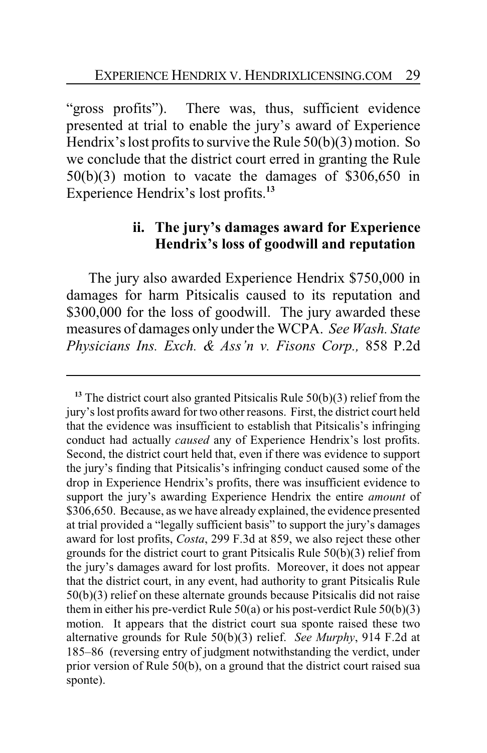"gross profits"). There was, thus, sufficient evidence presented at trial to enable the jury's award of Experience Hendrix's lost profits to survive the Rule 50(b)(3) motion. So we conclude that the district court erred in granting the Rule 50(b)(3) motion to vacate the damages of $306,650 in Experience Hendrix's lost profits.[13]

#### ii. The jury's damages award for Experience Hendrix's loss of goodwill and reputation

The jury also awarded Experience Hendrix $750,000 in damages for harm Pitsicalis caused to its reputation and $300,000 for the loss of goodwill. The jury awarded these measures of damages only under the WCPA. *See Wash. State Physicians Ins. Exch. & Ass'n v. Fisons Corp.,* 858 P.2d

---

[13] The district court also granted Pitsicalis Rule 50(b)(3) relief from the jury's lost profits award for two other reasons. First, the district court held that the evidence was insufficient to establish that Pitsicalis's infringing conduct had actually *caused* any of Experience Hendrix's lost profits. Second, the district court held that, even if there was evidence to support the jury's finding that Pitsicalis's infringing conduct caused some of the drop in Experience Hendrix's profits, there was insufficient evidence to support the jury's awarding Experience Hendrix the entire *amount* of $306,650. Because, as we have already explained, the evidence presented at trial provided a "legally sufficient basis" to support the jury's damages award for lost profits, *Costa*, 299 F.3d at 859, we also reject these other grounds for the district court to grant Pitsicalis Rule 50(b)(3) relief from the jury's damages award for lost profits. Moreover, it does not appear that the district court, in any event, had authority to grant Pitsicalis Rule 50(b)(3) relief on these alternate grounds because Pitsicalis did not raise them in either his pre-verdict Rule 50(a) or his post-verdict Rule 50(b)(3) motion. It appears that the district court sua sponte raised these two alternative grounds for Rule 50(b)(3) relief. *See Murphy*, 914 F.2d at 185–86 (reversing entry of judgment notwithstanding the verdict, under prior version of Rule 50(b), on a ground that the district court raised sua sponte).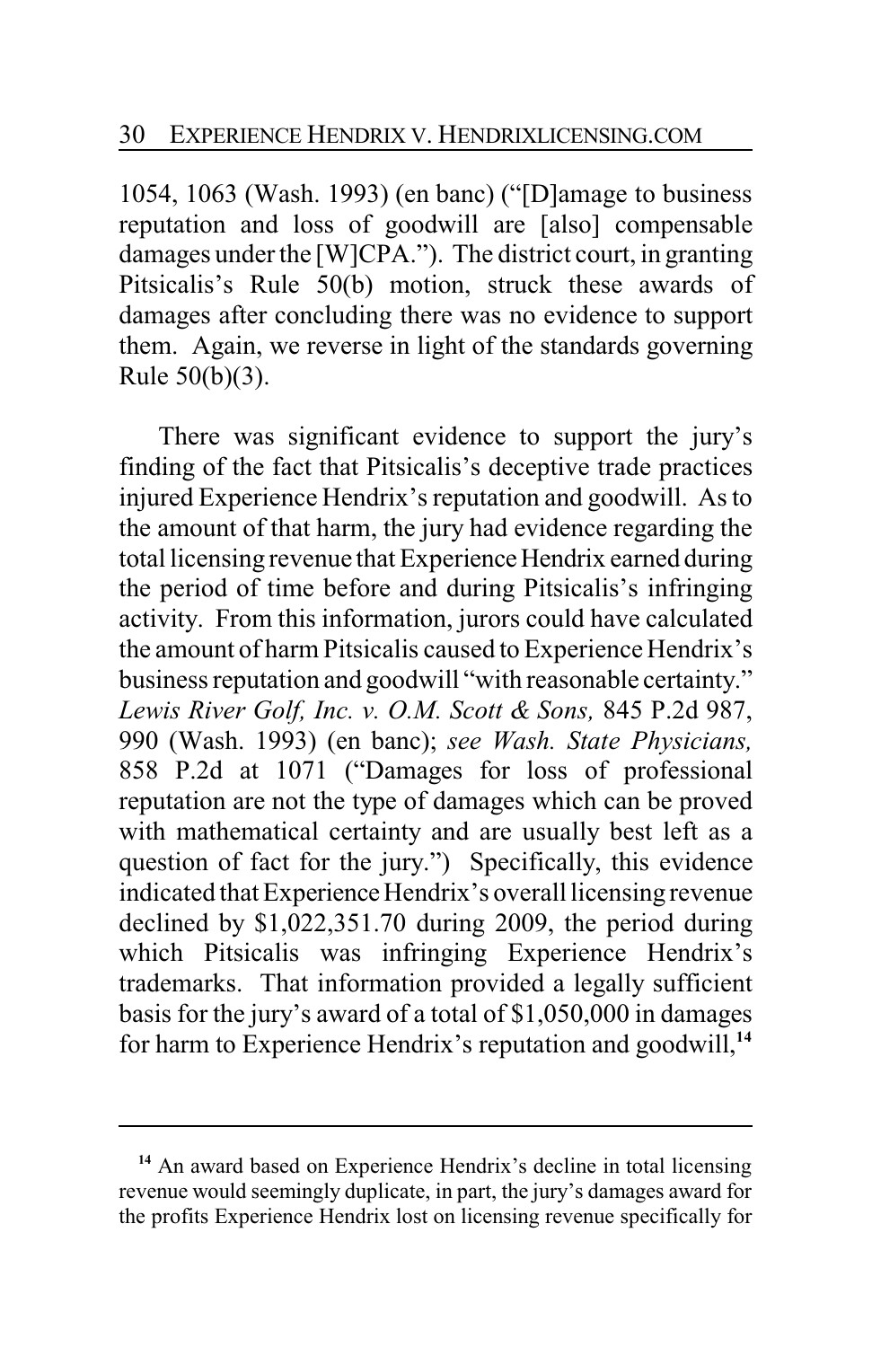1054, 1063 (Wash. 1993) (en banc) ("[D]amage to business reputation and loss of goodwill are [also] compensable damages under the [W]CPA."). The district court, in granting Pitsicalis's Rule 50(b) motion, struck these awards of damages after concluding there was no evidence to support them. Again, we reverse in light of the standards governing Rule 50(b)(3).

There was significant evidence to support the jury's finding of the fact that Pitsicalis's deceptive trade practices injured Experience Hendrix's reputation and goodwill. As to the amount of that harm, the jury had evidence regarding the total licensing revenue that Experience Hendrix earned during the period of time before and during Pitsicalis's infringing activity. From this information, jurors could have calculated the amount of harm Pitsicalis caused to Experience Hendrix's business reputation and goodwill "with reasonable certainty." *Lewis River Golf, Inc. v. O.M. Scott & Sons,* 845 P.2d 987, 990 (Wash. 1993) (en banc); *see Wash. State Physicians,* 858 P.2d at 1071 ("Damages for loss of professional reputation are not the type of damages which can be proved with mathematical certainty and are usually best left as a question of fact for the jury.") Specifically, this evidence indicated that Experience Hendrix's overall licensing revenue declined by $1,022,351.70 during 2009, the period during which Pitsicalis was infringing Experience Hendrix's trademarks. That information provided a legally sufficient basis for the jury's award of a total of $1,050,000 in damages for harm to Experience Hendrix's reputation and goodwill,[14]

---

[14] An award based on Experience Hendrix's decline in total licensing revenue would seemingly duplicate, in part, the jury's damages award for the profits Experience Hendrix lost on licensing revenue specifically for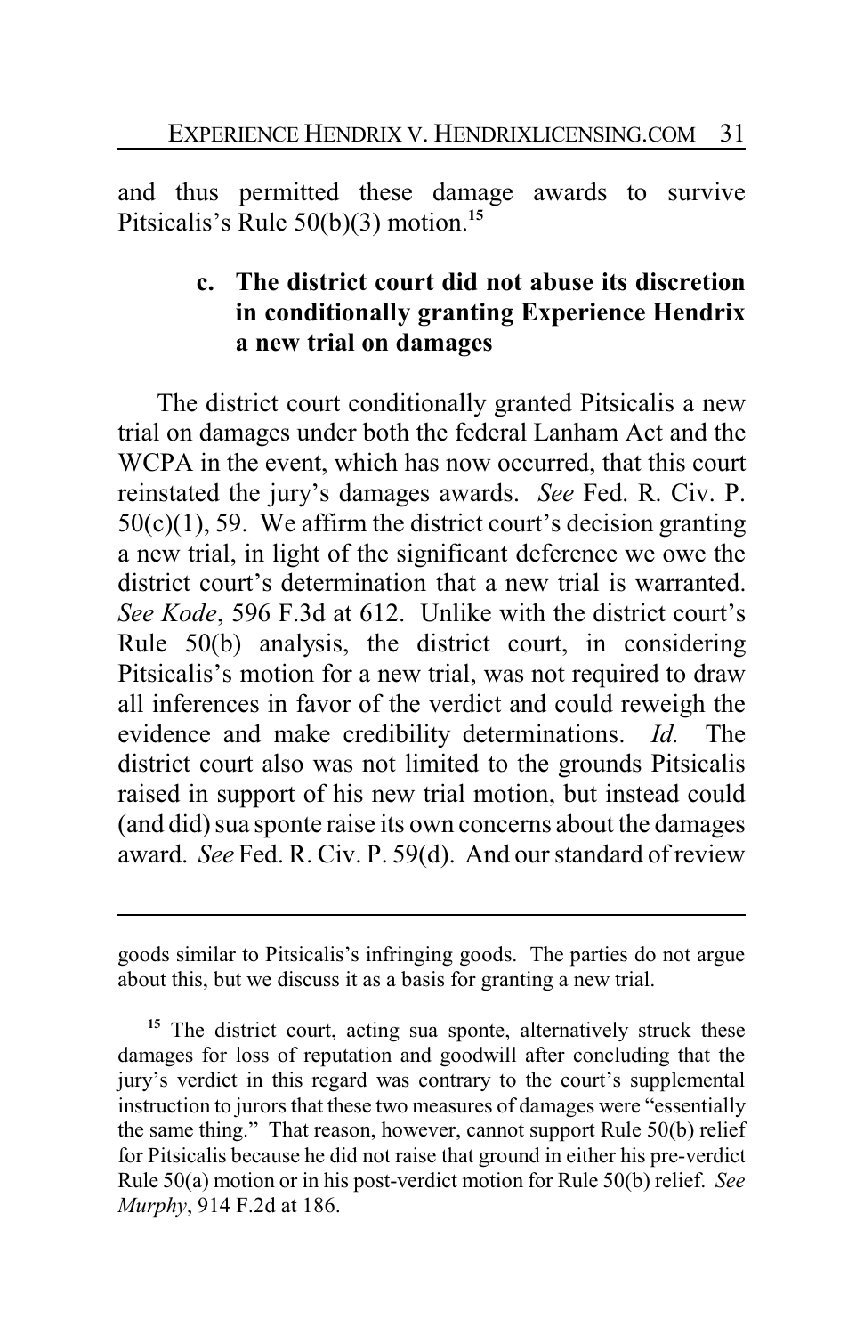and thus permitted these damage awards to survive Pitsicalis's Rule 50(b)(3) motion.[15]

**c. The district court did not abuse its discretion in conditionally granting Experience Hendrix a new trial on damages**

The district court conditionally granted Pitsicalis a new trial on damages under both the federal Lanham Act and the WCPA in the event, which has now occurred, that this court reinstated the jury's damages awards. *See* Fed. R. Civ. P. 50(c)(1), 59. We affirm the district court's decision granting a new trial, in light of the significant deference we owe the district court's determination that a new trial is warranted. *See Kode*, 596 F.3d at 612. Unlike with the district court's Rule 50(b) analysis, the district court, in considering Pitsicalis's motion for a new trial, was not required to draw all inferences in favor of the verdict and could reweigh the evidence and make credibility determinations. *Id.* The district court also was not limited to the grounds Pitsicalis raised in support of his new trial motion, but instead could (and did) sua sponte raise its own concerns about the damages award. *See* Fed. R. Civ. P. 59(d). And our standard of review

---

goods similar to Pitsicalis's infringing goods. The parties do not argue about this, but we discuss it as a basis for granting a new trial.

[15] The district court, acting sua sponte, alternatively struck these damages for loss of reputation and goodwill after concluding that the jury's verdict in this regard was contrary to the court's supplemental instruction to jurors that these two measures of damages were "essentially the same thing." That reason, however, cannot support Rule 50(b) relief for Pitsicalis because he did not raise that ground in either his pre-verdict Rule 50(a) motion or in his post-verdict motion for Rule 50(b) relief. *See Murphy*, 914 F.2d at 186.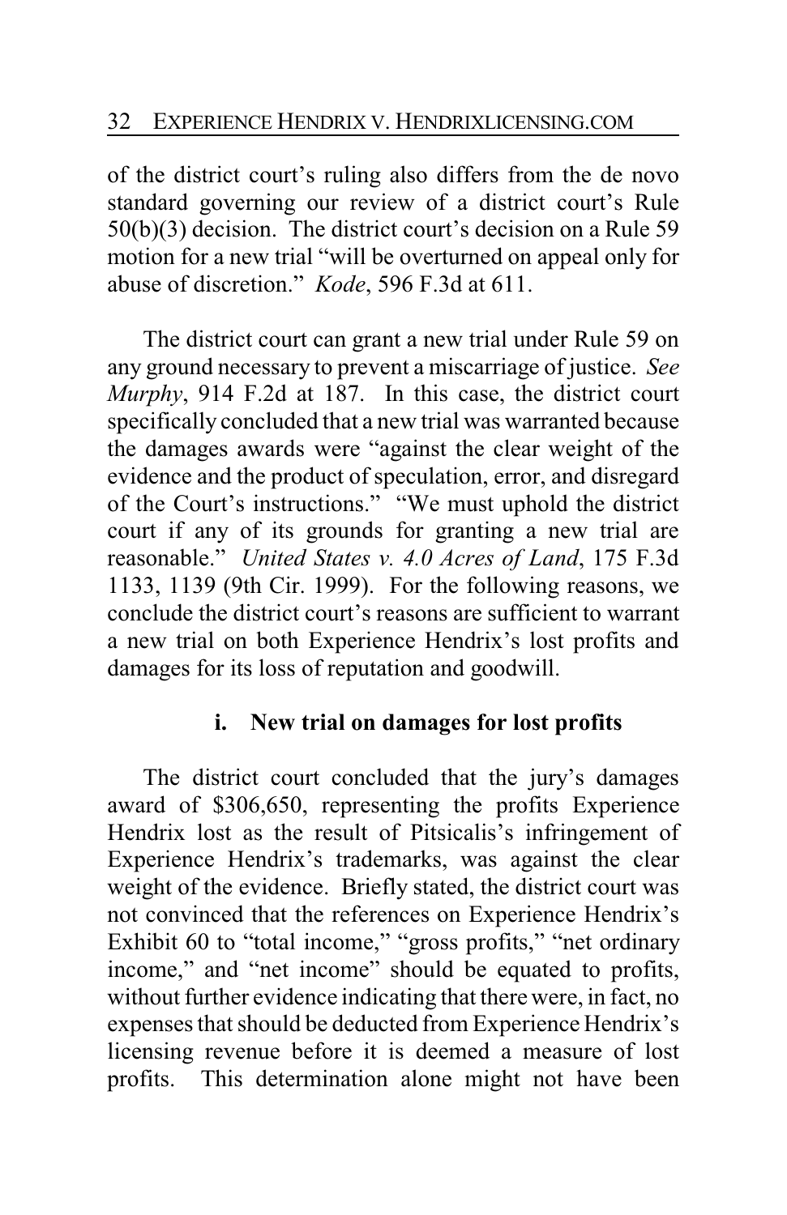of the district court's ruling also differs from the de novo standard governing our review of a district court's Rule 50(b)(3) decision. The district court's decision on a Rule 59 motion for a new trial "will be overturned on appeal only for abuse of discretion." *Kode*, 596 F.3d at 611.

The district court can grant a new trial under Rule 59 on any ground necessary to prevent a miscarriage of justice. *See Murphy*, 914 F.2d at 187. In this case, the district court specifically concluded that a new trial was warranted because the damages awards were "against the clear weight of the evidence and the product of speculation, error, and disregard of the Court's instructions." "We must uphold the district court if any of its grounds for granting a new trial are reasonable." *United States v. 4.0 Acres of Land*, 175 F.3d 1133, 1139 (9th Cir. 1999). For the following reasons, we conclude the district court's reasons are sufficient to warrant a new trial on both Experience Hendrix's lost profits and damages for its loss of reputation and goodwill.

#### i. New trial on damages for lost profits

The district court concluded that the jury's damages award of $306,650, representing the profits Experience Hendrix lost as the result of Pitsicalis's infringement of Experience Hendrix's trademarks, was against the clear weight of the evidence. Briefly stated, the district court was not convinced that the references on Experience Hendrix's Exhibit 60 to "total income," "gross profits," "net ordinary income," and "net income" should be equated to profits, without further evidence indicating that there were, in fact, no expenses that should be deducted from Experience Hendrix's licensing revenue before it is deemed a measure of lost profits. This determination alone might not have been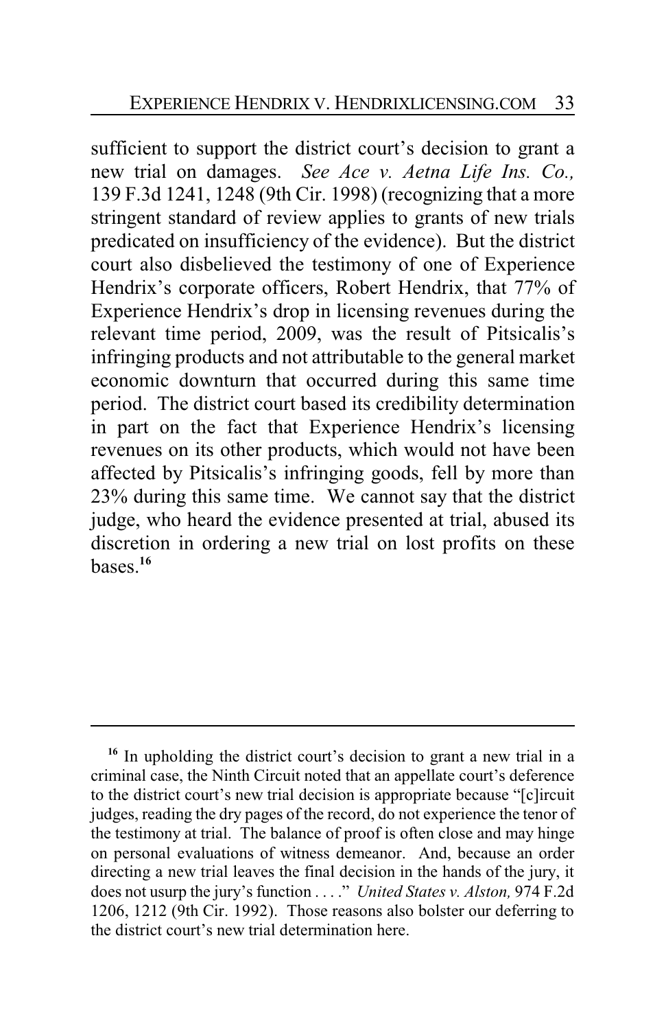sufficient to support the district court's decision to grant a new trial on damages. *See Ace v. Aetna Life Ins. Co.,* 139 F.3d 1241, 1248 (9th Cir. 1998) (recognizing that a more stringent standard of review applies to grants of new trials predicated on insufficiency of the evidence). But the district court also disbelieved the testimony of one of Experience Hendrix's corporate officers, Robert Hendrix, that 77% of Experience Hendrix's drop in licensing revenues during the relevant time period, 2009, was the result of Pitsicalis's infringing products and not attributable to the general market economic downturn that occurred during this same time period. The district court based its credibility determination in part on the fact that Experience Hendrix's licensing revenues on its other products, which would not have been affected by Pitsicalis's infringing goods, fell by more than 23% during this same time. We cannot say that the district judge, who heard the evidence presented at trial, abused its discretion in ordering a new trial on lost profits on these bases.[16]

---

[16] In upholding the district court's decision to grant a new trial in a criminal case, the Ninth Circuit noted that an appellate court's deference to the district court's new trial decision is appropriate because "[c]ircuit judges, reading the dry pages of the record, do not experience the tenor of the testimony at trial. The balance of proof is often close and may hinge on personal evaluations of witness demeanor. And, because an order directing a new trial leaves the final decision in the hands of the jury, it does not usurp the jury's function . . . ." *United States v. Alston,* 974 F.2d 1206, 1212 (9th Cir. 1992). Those reasons also bolster our deferring to the district court's new trial determination here.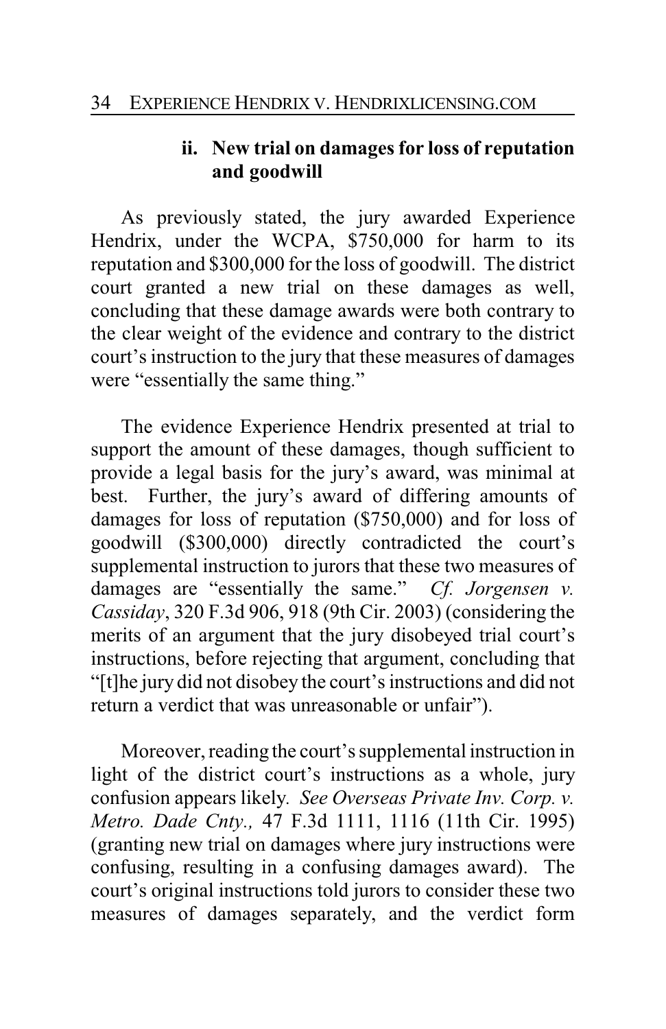### ii. New trial on damages for loss of reputation and goodwill

As previously stated, the jury awarded Experience Hendrix, under the WCPA, $750,000 for harm to its reputation and $300,000 for the loss of goodwill. The district court granted a new trial on these damages as well, concluding that these damage awards were both contrary to the clear weight of the evidence and contrary to the district court's instruction to the jury that these measures of damages were "essentially the same thing."

The evidence Experience Hendrix presented at trial to support the amount of these damages, though sufficient to provide a legal basis for the jury's award, was minimal at best. Further, the jury's award of differing amounts of damages for loss of reputation ($750,000) and for loss of goodwill ($300,000) directly contradicted the court's supplemental instruction to jurors that these two measures of damages are "essentially the same." *Cf. Jorgensen v. Cassiday*, 320 F.3d 906, 918 (9th Cir. 2003) (considering the merits of an argument that the jury disobeyed trial court's instructions, before rejecting that argument, concluding that "[t]he jury did not disobey the court's instructions and did not return a verdict that was unreasonable or unfair").

Moreover, reading the court's supplemental instruction in light of the district court's instructions as a whole, jury confusion appears likely. *See Overseas Private Inv. Corp. v. Metro. Dade Cnty.,* 47 F.3d 1111, 1116 (11th Cir. 1995) (granting new trial on damages where jury instructions were confusing, resulting in a confusing damages award). The court's original instructions told jurors to consider these two measures of damages separately, and the verdict form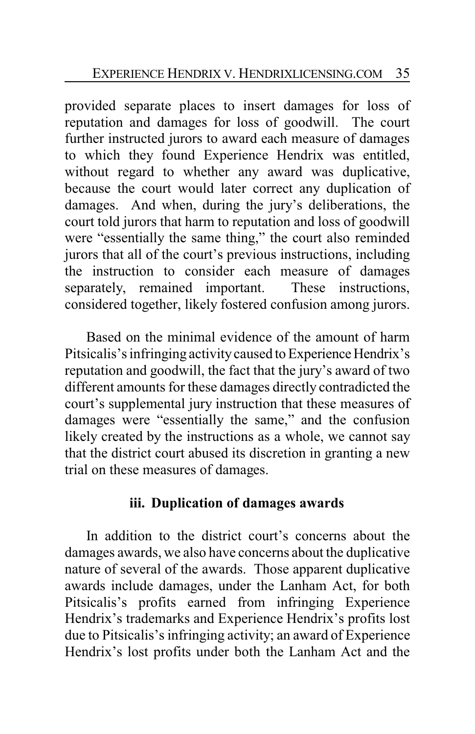provided separate places to insert damages for loss of reputation and damages for loss of goodwill. The court further instructed jurors to award each measure of damages to which they found Experience Hendrix was entitled, without regard to whether any award was duplicative, because the court would later correct any duplication of damages. And when, during the jury's deliberations, the court told jurors that harm to reputation and loss of goodwill were "essentially the same thing," the court also reminded jurors that all of the court's previous instructions, including the instruction to consider each measure of damages separately, remained important. These instructions, considered together, likely fostered confusion among jurors.

Based on the minimal evidence of the amount of harm Pitsicalis's infringing activity caused to Experience Hendrix's reputation and goodwill, the fact that the jury's award of two different amounts for these damages directly contradicted the court's supplemental jury instruction that these measures of damages were "essentially the same," and the confusion likely created by the instructions as a whole, we cannot say that the district court abused its discretion in granting a new trial on these measures of damages.

#### iii. Duplication of damages awards

In addition to the district court's concerns about the damages awards, we also have concerns about the duplicative nature of several of the awards. Those apparent duplicative awards include damages, under the Lanham Act, for both Pitsicalis's profits earned from infringing Experience Hendrix's trademarks and Experience Hendrix's profits lost due to Pitsicalis's infringing activity; an award of Experience Hendrix's lost profits under both the Lanham Act and the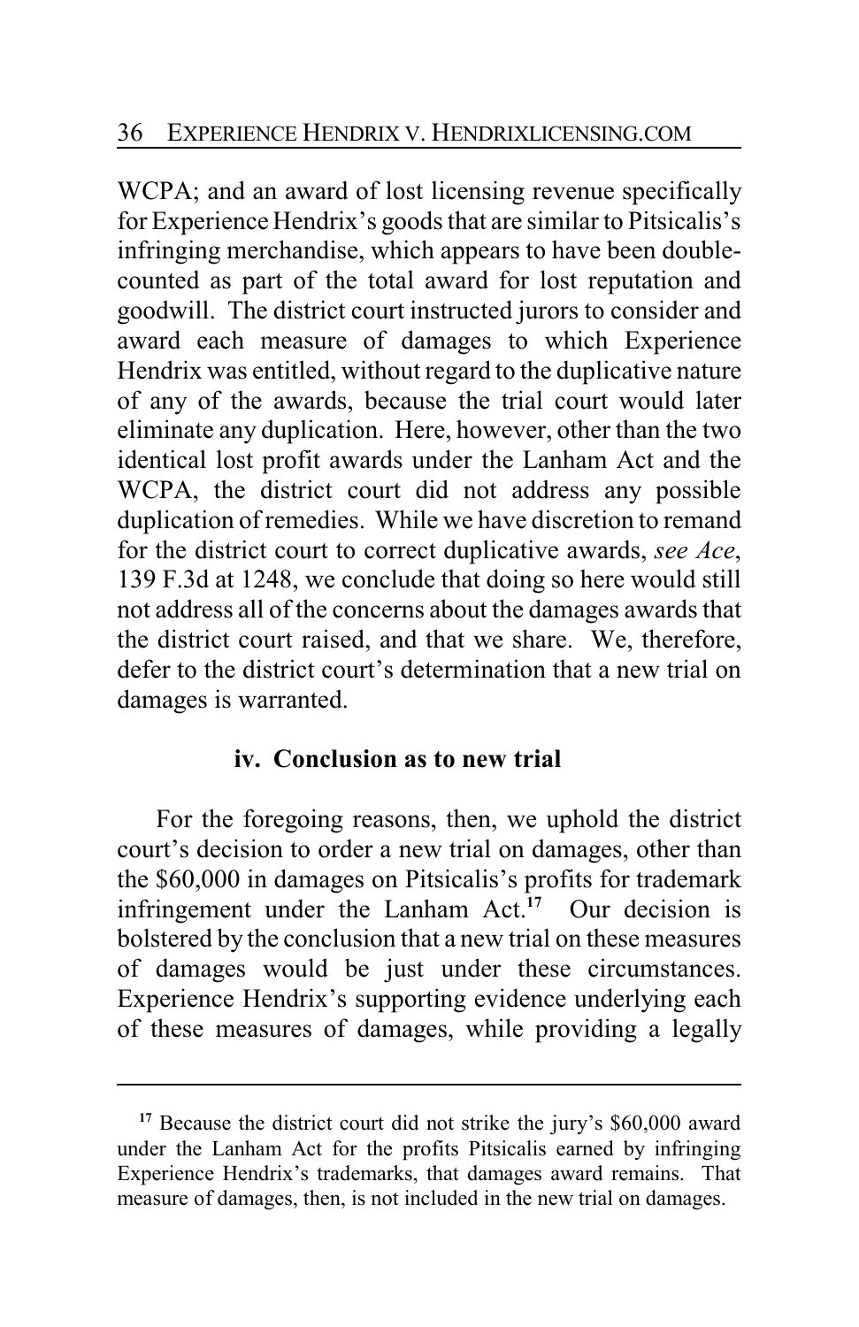WCPA; and an award of lost licensing revenue specifically for Experience Hendrix's goods that are similar to Pitsicalis's infringing merchandise, which appears to have been double-counted as part of the total award for lost reputation and goodwill. The district court instructed jurors to consider and award each measure of damages to which Experience Hendrix was entitled, without regard to the duplicative nature of any of the awards, because the trial court would later eliminate any duplication. Here, however, other than the two identical lost profit awards under the Lanham Act and the WCPA, the district court did not address any possible duplication of remedies. While we have discretion to remand for the district court to correct duplicative awards, *see Ace*, 139 F.3d at 1248, we conclude that doing so here would still not address all of the concerns about the damages awards that the district court raised, and that we share. We, therefore, defer to the district court's determination that a new trial on damages is warranted.

#### iv. Conclusion as to new trial

For the foregoing reasons, then, we uphold the district court's decision to order a new trial on damages, other than the $60,000 in damages on Pitsicalis's profits for trademark infringement under the Lanham Act.[17] Our decision is bolstered by the conclusion that a new trial on these measures of damages would be just under these circumstances. Experience Hendrix's supporting evidence underlying each of these measures of damages, while providing a legally

---

[17] Because the district court did not strike the jury's $60,000 award under the Lanham Act for the profits Pitsicalis earned by infringing Experience Hendrix's trademarks, that damages award remains. That measure of damages, then, is not included in the new trial on damages.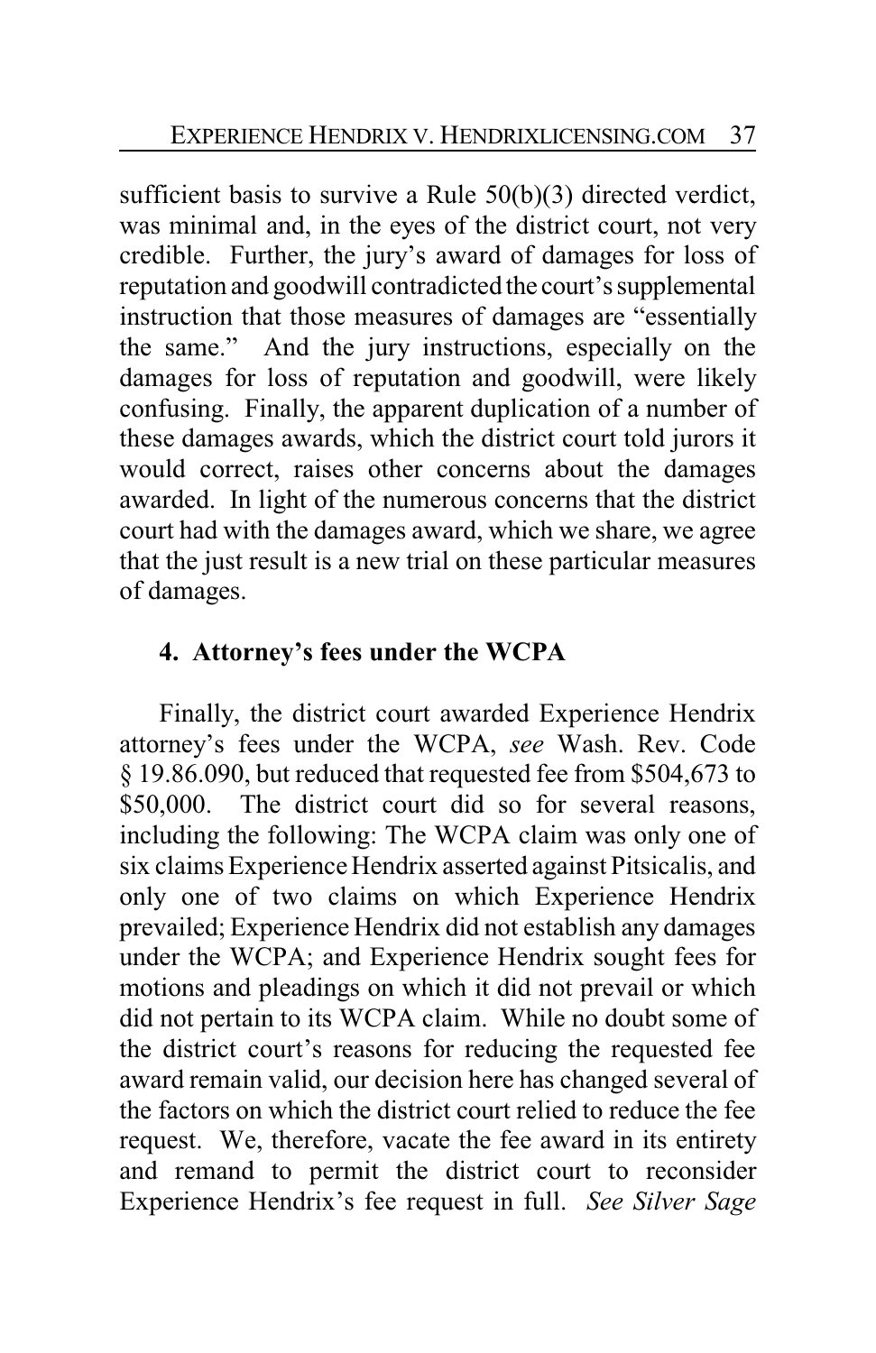sufficient basis to survive a Rule 50(b)(3) directed verdict, was minimal and, in the eyes of the district court, not very credible. Further, the jury's award of damages for loss of reputation and goodwill contradicted the court's supplemental instruction that those measures of damages are "essentially the same." And the jury instructions, especially on the damages for loss of reputation and goodwill, were likely confusing. Finally, the apparent duplication of a number of these damages awards, which the district court told jurors it would correct, raises other concerns about the damages awarded. In light of the numerous concerns that the district court had with the damages award, which we share, we agree that the just result is a new trial on these particular measures of damages.

### 4. Attorney's fees under the WCPA

Finally, the district court awarded Experience Hendrix attorney's fees under the WCPA, *see* Wash. Rev. Code § 19.86.090, but reduced that requested fee from $504,673 to $50,000. The district court did so for several reasons, including the following: The WCPA claim was only one of six claims Experience Hendrix asserted against Pitsicalis, and only one of two claims on which Experience Hendrix prevailed; Experience Hendrix did not establish any damages under the WCPA; and Experience Hendrix sought fees for motions and pleadings on which it did not prevail or which did not pertain to its WCPA claim. While no doubt some of the district court's reasons for reducing the requested fee award remain valid, our decision here has changed several of the factors on which the district court relied to reduce the fee request. We, therefore, vacate the fee award in its entirety and remand to permit the district court to reconsider Experience Hendrix's fee request in full. *See Silver Sage*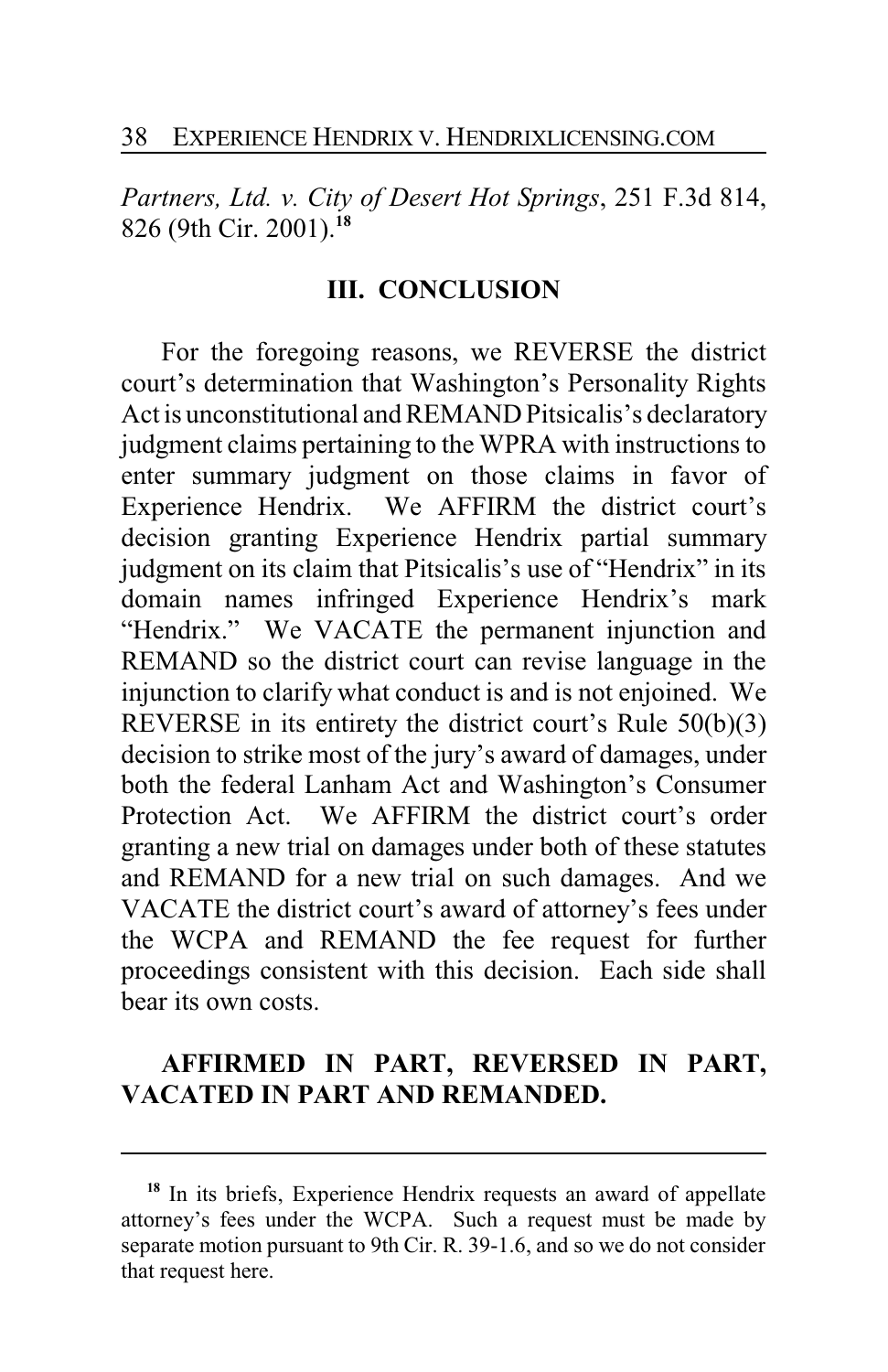*Partners, Ltd. v. City of Desert Hot Springs*, 251 F.3d 814, 826 (9th Cir. 2001).[18]

## III. CONCLUSION

For the foregoing reasons, we REVERSE the district court's determination that Washington's Personality Rights Act is unconstitutional and REMAND Pitsicalis's declaratory judgment claims pertaining to the WPRA with instructions to enter summary judgment on those claims in favor of Experience Hendrix. We AFFIRM the district court's decision granting Experience Hendrix partial summary judgment on its claim that Pitsicalis's use of "Hendrix" in its domain names infringed Experience Hendrix's mark "Hendrix." We VACATE the permanent injunction and REMAND so the district court can revise language in the injunction to clarify what conduct is and is not enjoined. We REVERSE in its entirety the district court's Rule 50(b)(3) decision to strike most of the jury's award of damages, under both the federal Lanham Act and Washington's Consumer Protection Act. We AFFIRM the district court's order granting a new trial on damages under both of these statutes and REMAND for a new trial on such damages. And we VACATE the district court's award of attorney's fees under the WCPA and REMAND the fee request for further proceedings consistent with this decision. Each side shall bear its own costs.

**AFFIRMED IN PART, REVERSED IN PART, VACATED IN PART AND REMANDED.**

---

[18] In its briefs, Experience Hendrix requests an award of appellate attorney's fees under the WCPA. Such a request must be made by separate motion pursuant to 9th Cir. R. 39-1.6, and so we do not consider that request here.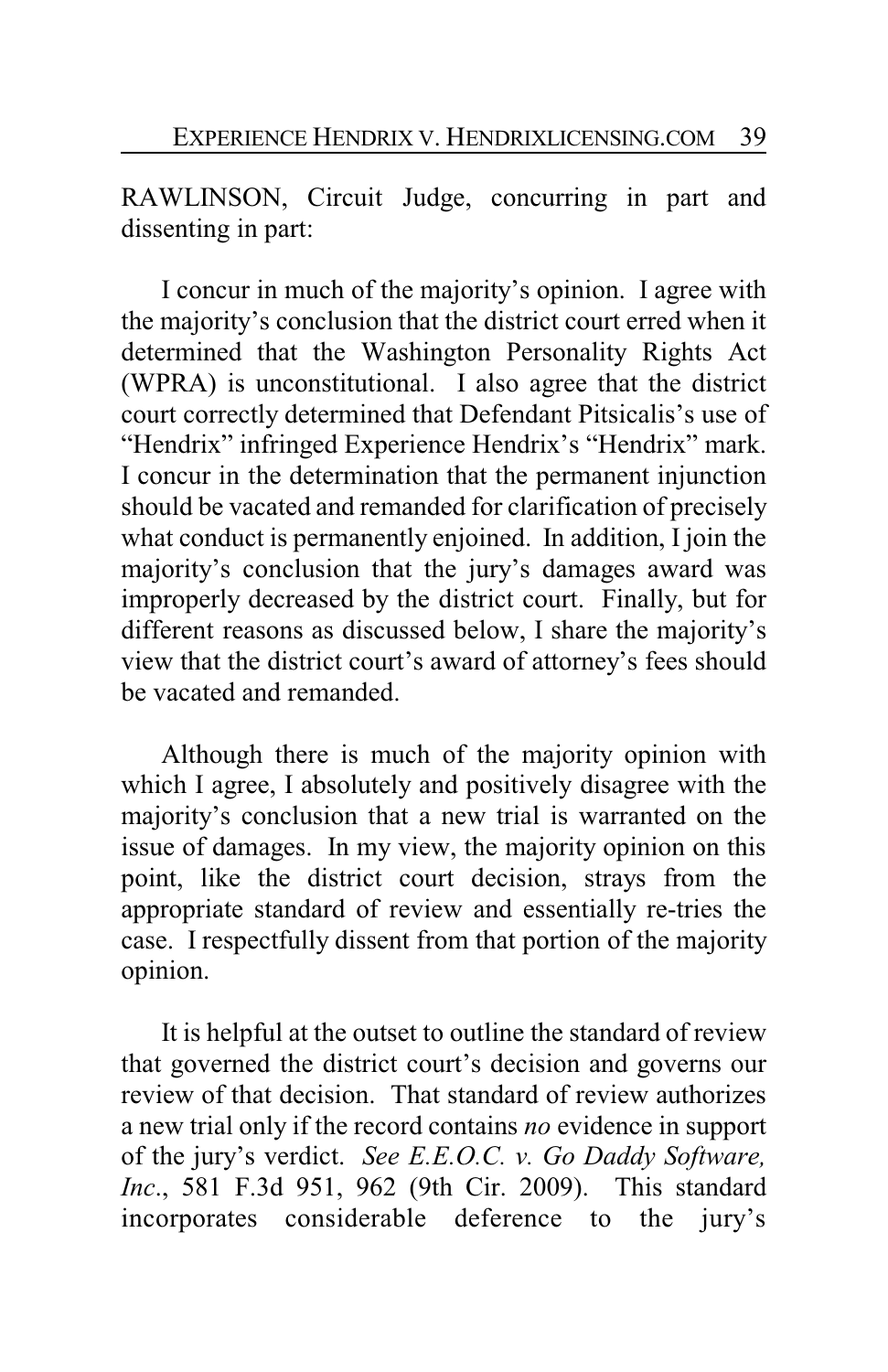RAWLINSON, Circuit Judge, concurring in part and dissenting in part:

I concur in much of the majority's opinion. I agree with the majority's conclusion that the district court erred when it determined that the Washington Personality Rights Act (WPRA) is unconstitutional. I also agree that the district court correctly determined that Defendant Pitsicalis's use of "Hendrix" infringed Experience Hendrix's "Hendrix" mark. I concur in the determination that the permanent injunction should be vacated and remanded for clarification of precisely what conduct is permanently enjoined. In addition, I join the majority's conclusion that the jury's damages award was improperly decreased by the district court. Finally, but for different reasons as discussed below, I share the majority's view that the district court's award of attorney's fees should be vacated and remanded.

Although there is much of the majority opinion with which I agree, I absolutely and positively disagree with the majority's conclusion that a new trial is warranted on the issue of damages. In my view, the majority opinion on this point, like the district court decision, strays from the appropriate standard of review and essentially re-tries the case. I respectfully dissent from that portion of the majority opinion.

It is helpful at the outset to outline the standard of review that governed the district court's decision and governs our review of that decision. That standard of review authorizes a new trial only if the record contains *no* evidence in support of the jury's verdict. *See E.E.O.C. v. Go Daddy Software, Inc.*, 581 F.3d 951, 962 (9th Cir. 2009). This standard incorporates considerable deference to the jury's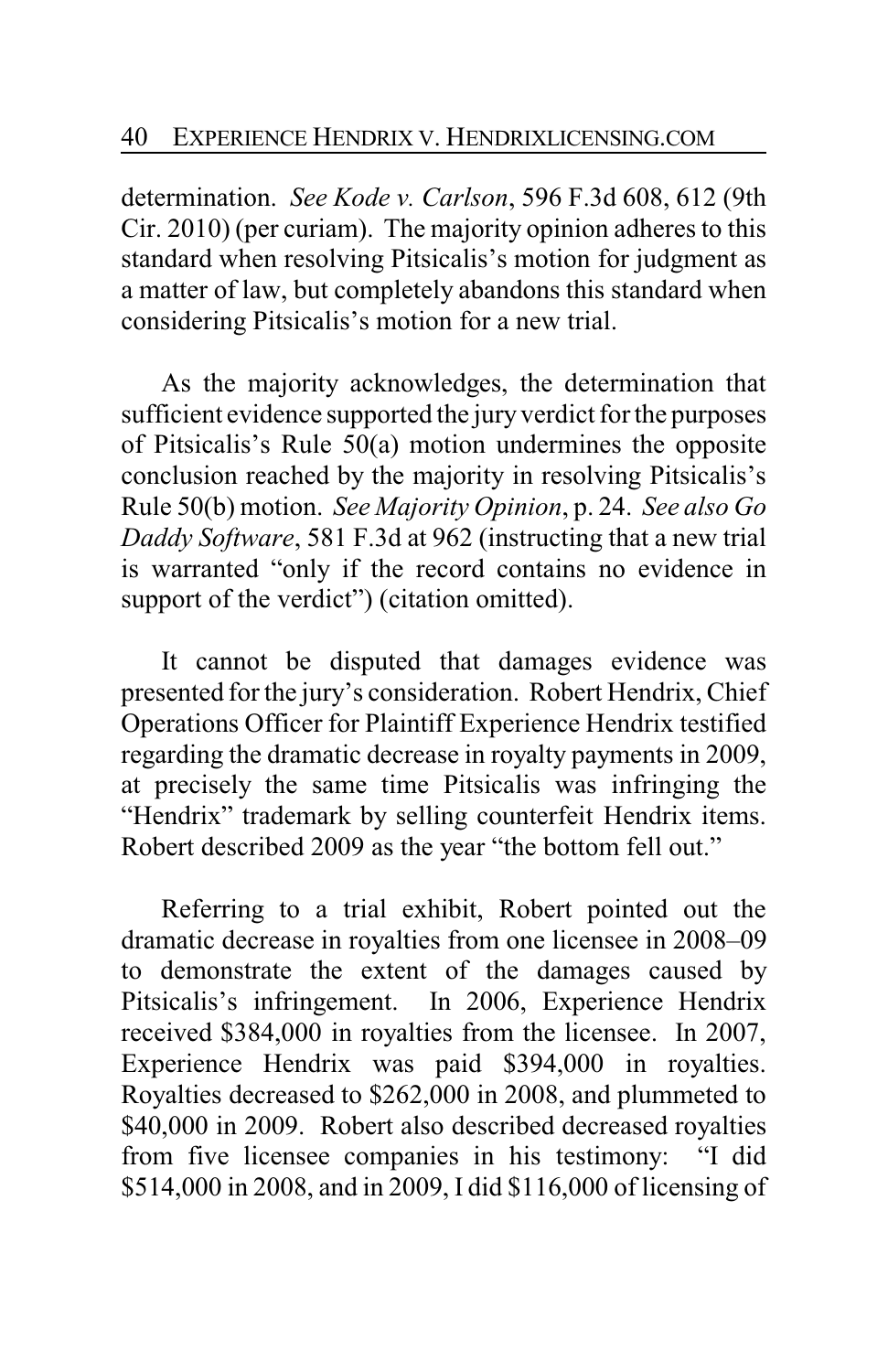determination. *See Kode v. Carlson*, 596 F.3d 608, 612 (9th Cir. 2010) (per curiam). The majority opinion adheres to this standard when resolving Pitsicalis's motion for judgment as a matter of law, but completely abandons this standard when considering Pitsicalis's motion for a new trial.

As the majority acknowledges, the determination that sufficient evidence supported the jury verdict for the purposes of Pitsicalis's Rule 50(a) motion undermines the opposite conclusion reached by the majority in resolving Pitsicalis's Rule 50(b) motion. *See Majority Opinion*, p. 24. *See also Go Daddy Software*, 581 F.3d at 962 (instructing that a new trial is warranted "only if the record contains no evidence in support of the verdict") (citation omitted).

It cannot be disputed that damages evidence was presented for the jury's consideration. Robert Hendrix, Chief Operations Officer for Plaintiff Experience Hendrix testified regarding the dramatic decrease in royalty payments in 2009, at precisely the same time Pitsicalis was infringing the "Hendrix" trademark by selling counterfeit Hendrix items. Robert described 2009 as the year "the bottom fell out."

Referring to a trial exhibit, Robert pointed out the dramatic decrease in royalties from one licensee in 2008–09 to demonstrate the extent of the damages caused by Pitsicalis's infringement. In 2006, Experience Hendrix received $384,000 in royalties from the licensee. In 2007, Experience Hendrix was paid $394,000 in royalties. Royalties decreased to $262,000 in 2008, and plummeted to $40,000 in 2009. Robert also described decreased royalties from five licensee companies in his testimony: "I did $514,000 in 2008, and in 2009, I did $116,000 of licensing of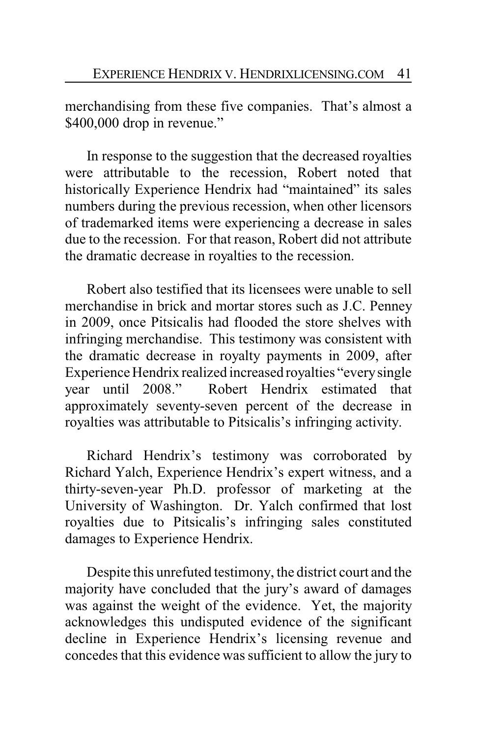merchandising from these five companies. That's almost a $400,000 drop in revenue."

In response to the suggestion that the decreased royalties were attributable to the recession, Robert noted that historically Experience Hendrix had "maintained" its sales numbers during the previous recession, when other licensors of trademarked items were experiencing a decrease in sales due to the recession. For that reason, Robert did not attribute the dramatic decrease in royalties to the recession.

Robert also testified that its licensees were unable to sell merchandise in brick and mortar stores such as J.C. Penney in 2009, once Pitsicalis had flooded the store shelves with infringing merchandise. This testimony was consistent with the dramatic decrease in royalty payments in 2009, after Experience Hendrix realized increased royalties "every single year until 2008." Robert Hendrix estimated that approximately seventy-seven percent of the decrease in royalties was attributable to Pitsicalis's infringing activity.

Richard Hendrix's testimony was corroborated by Richard Yalch, Experience Hendrix's expert witness, and a thirty-seven-year Ph.D. professor of marketing at the University of Washington. Dr. Yalch confirmed that lost royalties due to Pitsicalis's infringing sales constituted damages to Experience Hendrix.

Despite this unrefuted testimony, the district court and the majority have concluded that the jury's award of damages was against the weight of the evidence. Yet, the majority acknowledges this undisputed evidence of the significant decline in Experience Hendrix's licensing revenue and concedes that this evidence was sufficient to allow the jury to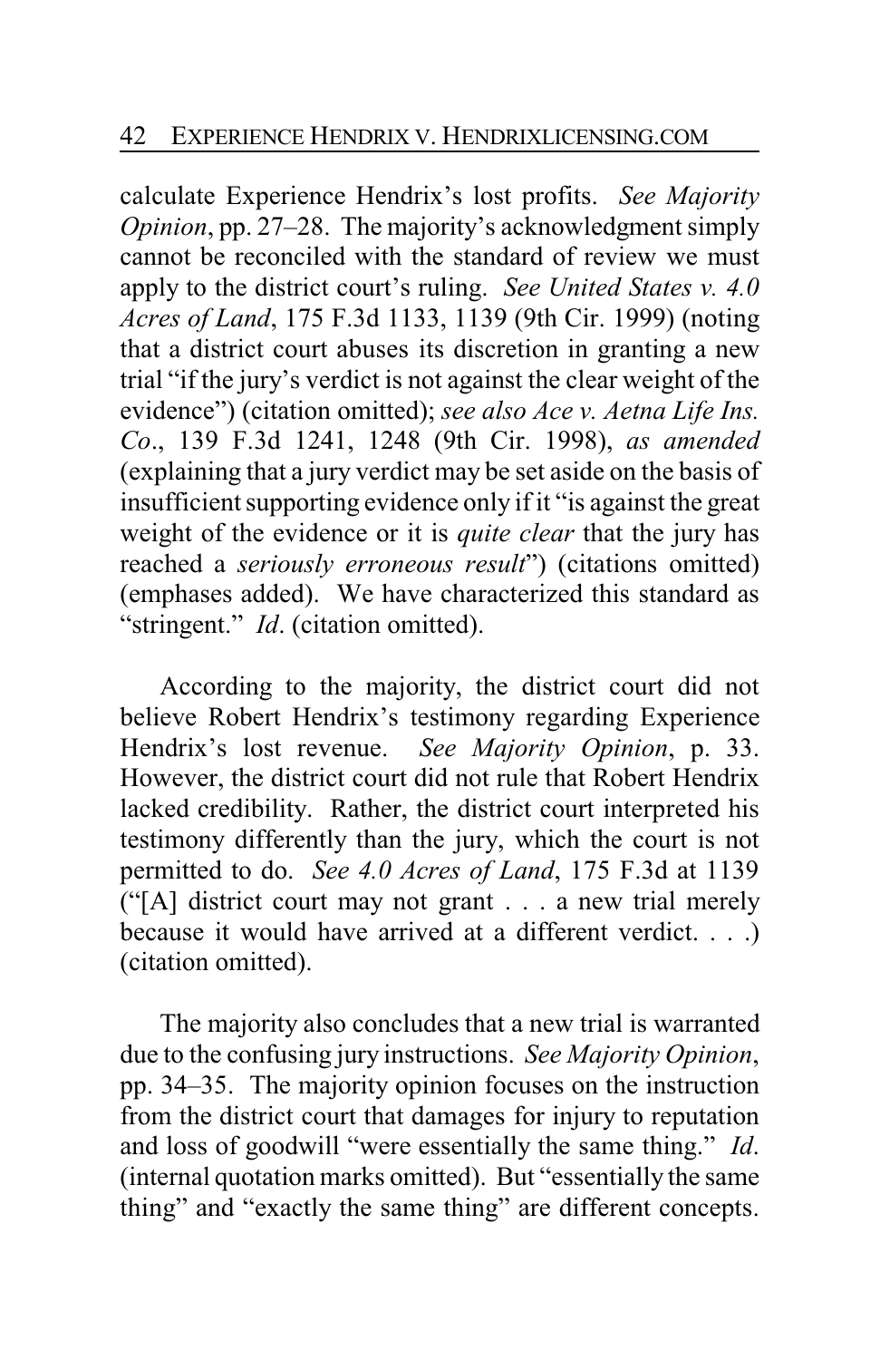calculate Experience Hendrix's lost profits. *See Majority Opinion*, pp. 27–28. The majority's acknowledgment simply cannot be reconciled with the standard of review we must apply to the district court's ruling. *See United States v. 4.0 Acres of Land*, 175 F.3d 1133, 1139 (9th Cir. 1999) (noting that a district court abuses its discretion in granting a new trial "if the jury's verdict is not against the clear weight of the evidence") (citation omitted); *see also Ace v. Aetna Life Ins. Co*., 139 F.3d 1241, 1248 (9th Cir. 1998), *as amended* (explaining that a jury verdict may be set aside on the basis of insufficient supporting evidence only if it "is against the great weight of the evidence or it is *quite clear* that the jury has reached a *seriously erroneous result*") (citations omitted) (emphases added). We have characterized this standard as "stringent." *Id*. (citation omitted).

According to the majority, the district court did not believe Robert Hendrix's testimony regarding Experience Hendrix's lost revenue. *See Majority Opinion*, p. 33. However, the district court did not rule that Robert Hendrix lacked credibility. Rather, the district court interpreted his testimony differently than the jury, which the court is not permitted to do. *See 4.0 Acres of Land*, 175 F.3d at 1139 ("[A] district court may not grant . . . a new trial merely because it would have arrived at a different verdict. . . .) (citation omitted).

The majority also concludes that a new trial is warranted due to the confusing jury instructions. *See Majority Opinion*, pp. 34–35. The majority opinion focuses on the instruction from the district court that damages for injury to reputation and loss of goodwill "were essentially the same thing." *Id.* (internal quotation marks omitted). But "essentially the same thing" and "exactly the same thing" are different concepts.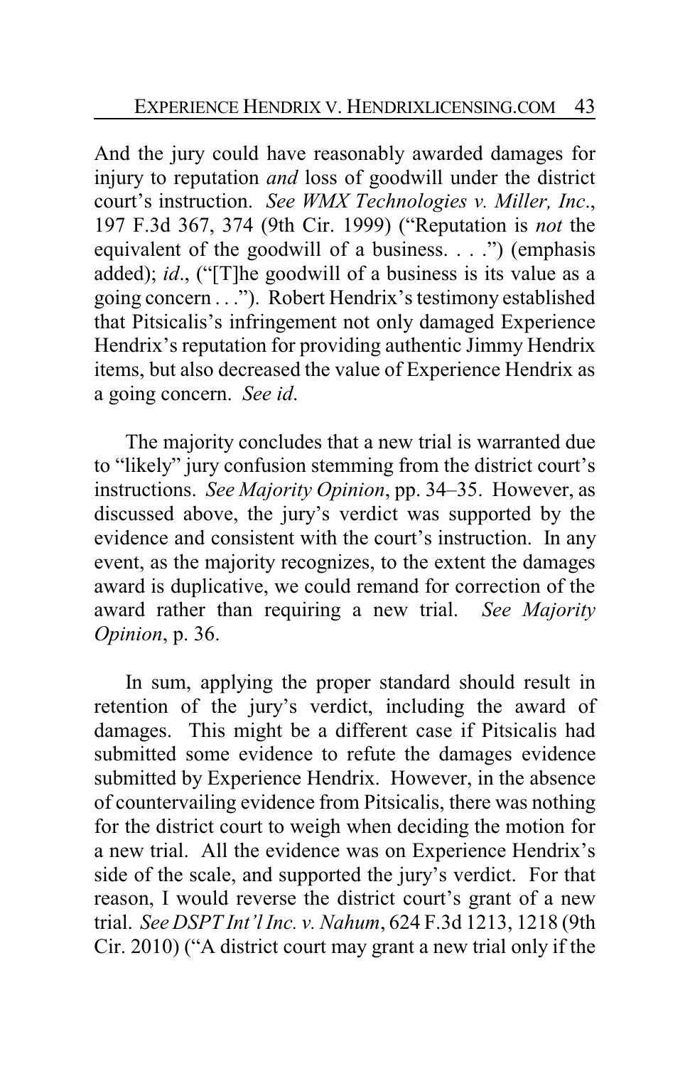And the jury could have reasonably awarded damages for injury to reputation *and* loss of goodwill under the district court's instruction. *See WMX Technologies v. Miller, Inc.*, 197 F.3d 367, 374 (9th Cir. 1999) ("Reputation is *not* the equivalent of the goodwill of a business. . . .") (emphasis added); *id*., ("[T]he goodwill of a business is its value as a going concern . . ."). Robert Hendrix's testimony established that Pitsicalis's infringement not only damaged Experience Hendrix's reputation for providing authentic Jimmy Hendrix items, but also decreased the value of Experience Hendrix as a going concern. *See id.*

The majority concludes that a new trial is warranted due to "likely" jury confusion stemming from the district court's instructions. *See Majority Opinion*, pp. 34–35. However, as discussed above, the jury's verdict was supported by the evidence and consistent with the court's instruction. In any event, as the majority recognizes, to the extent the damages award is duplicative, we could remand for correction of the award rather than requiring a new trial. *See Majority Opinion*, p. 36.

In sum, applying the proper standard should result in retention of the jury's verdict, including the award of damages. This might be a different case if Pitsicalis had submitted some evidence to refute the damages evidence submitted by Experience Hendrix. However, in the absence of countervailing evidence from Pitsicalis, there was nothing for the district court to weigh when deciding the motion for a new trial. All the evidence was on Experience Hendrix's side of the scale, and supported the jury's verdict. For that reason, I would reverse the district court's grant of a new trial. *See DSPT Int'l Inc. v. Nahum*, 624 F.3d 1213, 1218 (9th Cir. 2010) ("A district court may grant a new trial only if the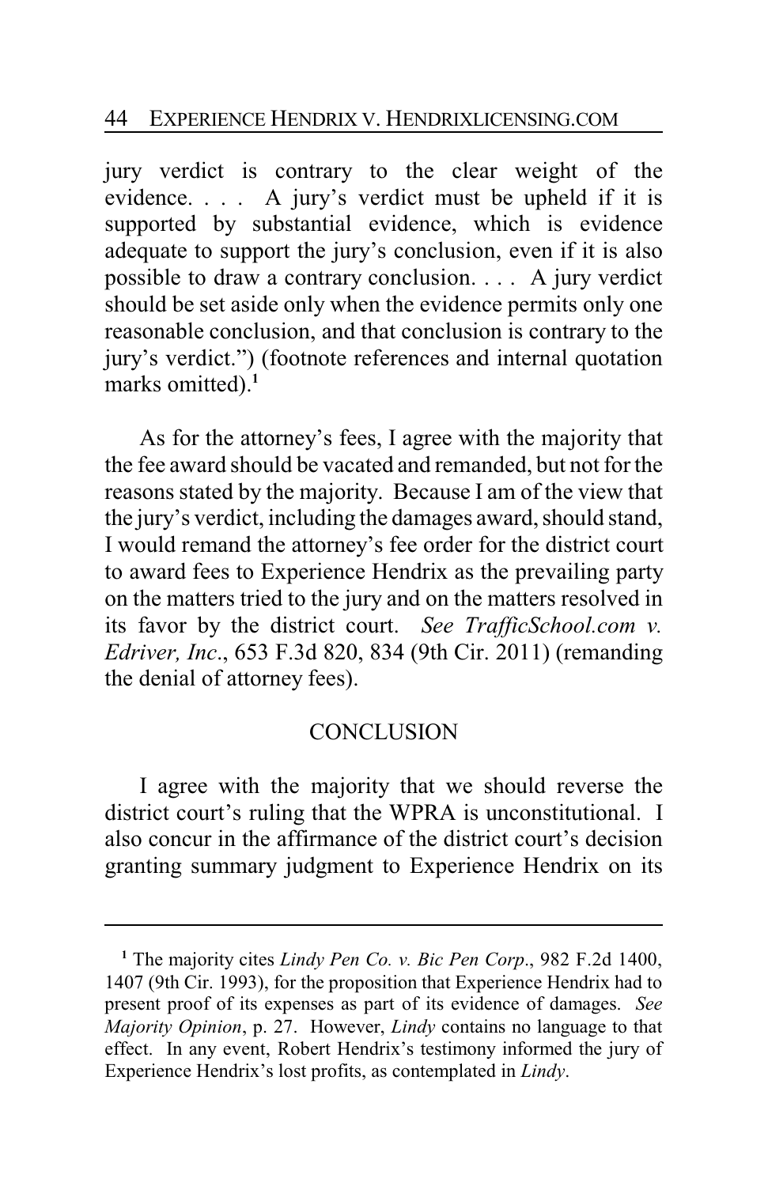jury verdict is contrary to the clear weight of the evidence. . . . A jury's verdict must be upheld if it is supported by substantial evidence, which is evidence adequate to support the jury's conclusion, even if it is also possible to draw a contrary conclusion. . . . A jury verdict should be set aside only when the evidence permits only one reasonable conclusion, and that conclusion is contrary to the jury's verdict.") (footnote references and internal quotation marks omitted).[1]

As for the attorney's fees, I agree with the majority that the fee award should be vacated and remanded, but not for the reasons stated by the majority. Because I am of the view that the jury's verdict, including the damages award, should stand, I would remand the attorney's fee order for the district court to award fees to Experience Hendrix as the prevailing party on the matters tried to the jury and on the matters resolved in its favor by the district court. *See TrafficSchool.com v. Edriver, Inc*., 653 F.3d 820, 834 (9th Cir. 2011) (remanding the denial of attorney fees).

## CONCLUSION

I agree with the majority that we should reverse the district court's ruling that the WPRA is unconstitutional. I also concur in the affirmance of the district court's decision granting summary judgment to Experience Hendrix on its

---

[1] The majority cites *Lindy Pen Co. v. Bic Pen Corp*., 982 F.2d 1400, 1407 (9th Cir. 1993), for the proposition that Experience Hendrix had to present proof of its expenses as part of its evidence of damages. *See Majority Opinion*, p. 27. However, *Lindy* contains no language to that effect. In any event, Robert Hendrix's testimony informed the jury of Experience Hendrix's lost profits, as contemplated in *Lindy*.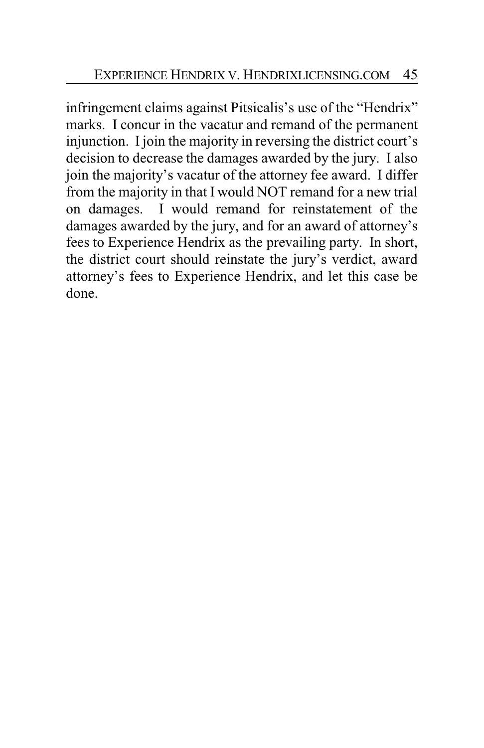infringement claims against Pitsicalis's use of the "Hendrix" marks. I concur in the vacatur and remand of the permanent injunction. I join the majority in reversing the district court's decision to decrease the damages awarded by the jury. I also join the majority's vacatur of the attorney fee award. I differ from the majority in that I would NOT remand for a new trial on damages. I would remand for reinstatement of the damages awarded by the jury, and for an award of attorney's fees to Experience Hendrix as the prevailing party. In short, the district court should reinstate the jury's verdict, award attorney's fees to Experience Hendrix, and let this case be done.